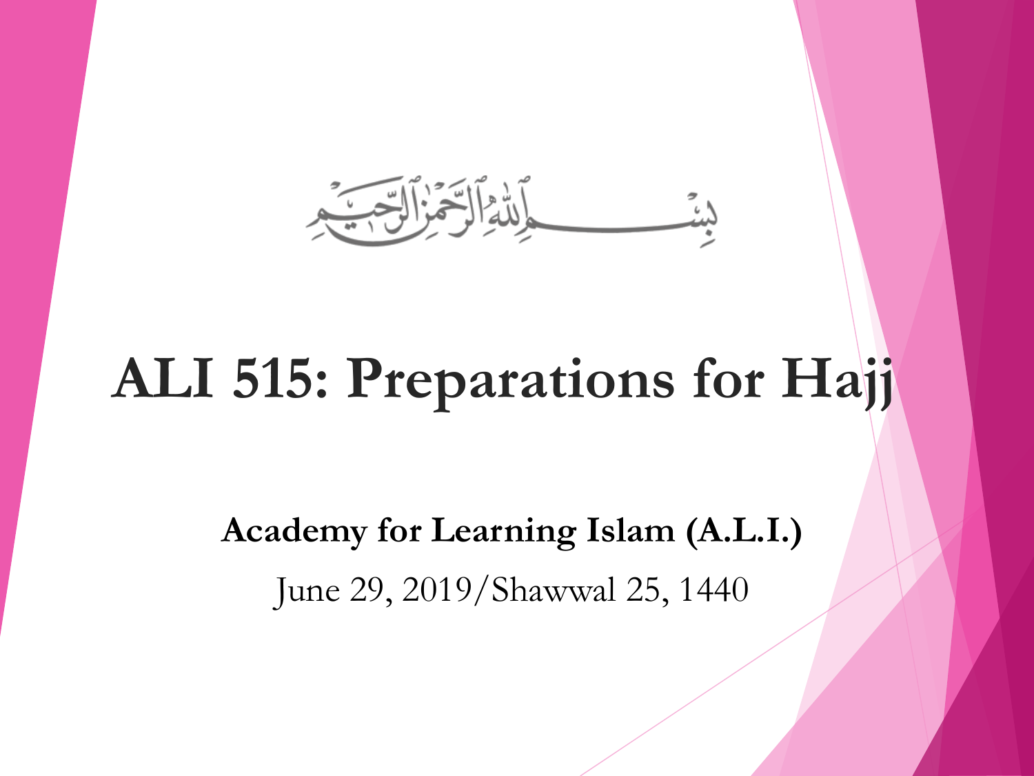بِسْمِ ٱللَّهِ ٱلرَّحْمَٰنِ ٱلرَّحِيمِ

# ALI 515: Preparations for Hajj

**Academy for Learning Islam (A.L.I.)**

June 29, 2019/Shawwal 25, 1440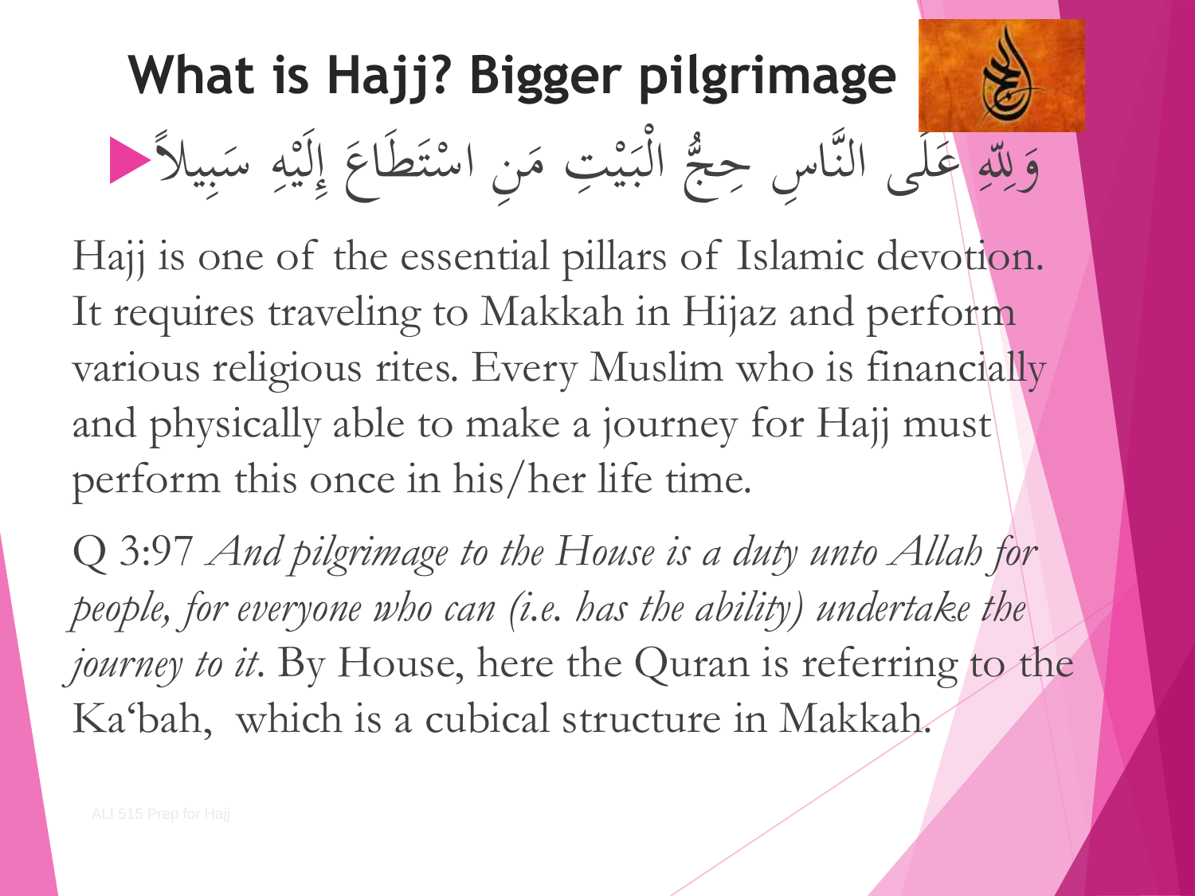# What is Hajj? Bigger pilgrimage

- وَلِلّٰهِ عَلَى النَّاسِ حِجُّ الْبَيْتِ مَنِ اسْتَطَاعَ إِلَيْهِ سَبِيلاً

Hajj is one of the essential pillars of Islamic devotion. It requires traveling to Makkah in Hijaz and perform various religious rites. Every Muslim who is financially and physically able to make a journey for Hajj must perform this once in his/her life time.

Q 3:97 *And pilgrimage to the House is a duty unto Allah for people, for everyone who can (i.e. has the ability) undertake the journey to it.* By House, here the Quran is referring to the Ka'bah, which is a cubical structure in Makkah.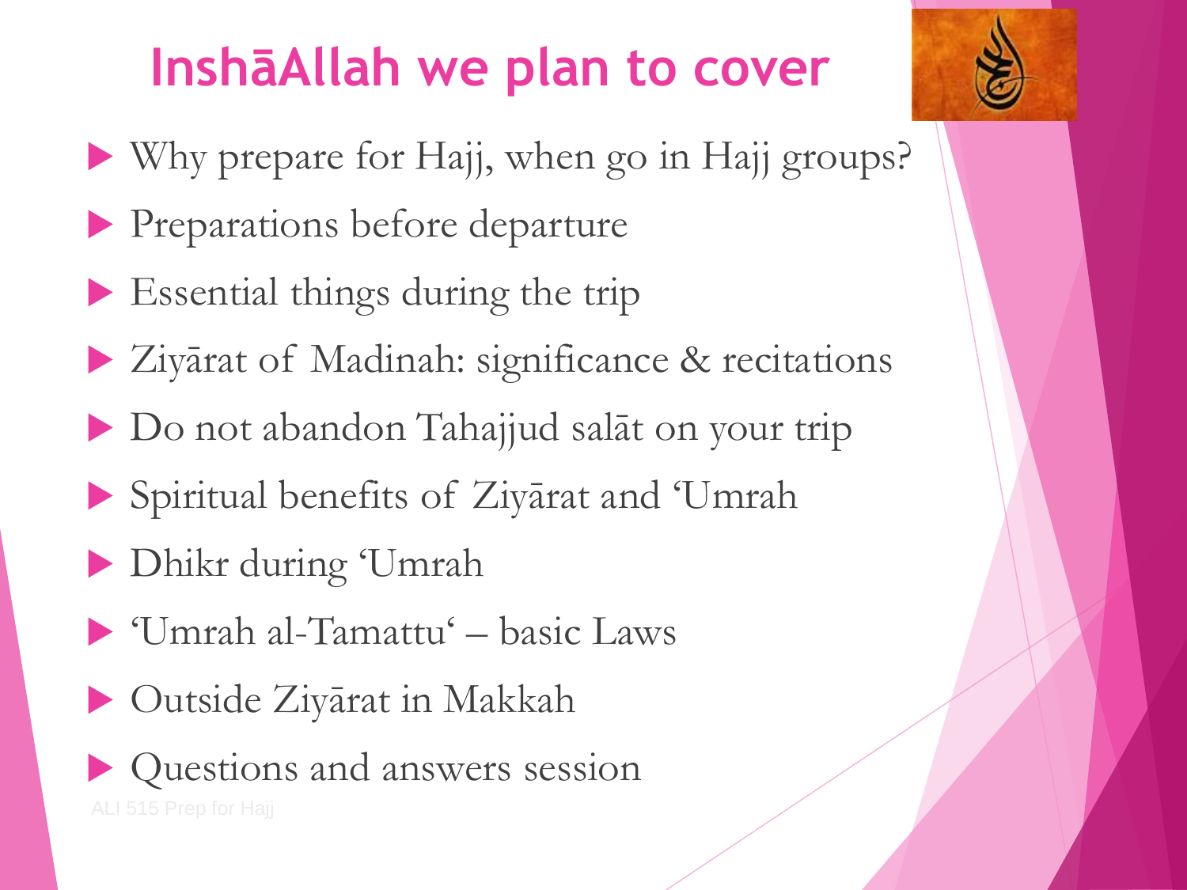# InshāAllah we plan to cover

- Why prepare for Hajj, when go in Hajj groups?
- Preparations before departure
- Essential things during the trip
- Ziyārat of Madinah: significance & recitations
- Do not abandon Tahajjud salāt on your trip
- Spiritual benefits of Ziyārat and 'Umrah
- Dhikr during 'Umrah
- 'Umrah al-Tamattu' – basic Laws
- Outside Ziyārat in Makkah
- Questions and answers session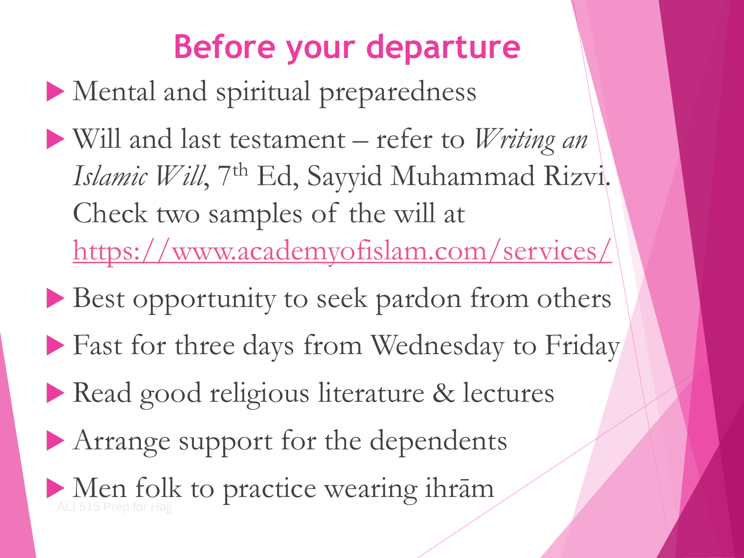# Before your departure

- Mental and spiritual preparedness
- Will and last testament – refer to *Writing an Islamic Will*, 7th Ed, Sayyid Muhammad Rizvi. Check two samples of the will at https://www.academyofislam.com/services/
- Best opportunity to seek pardon from others
- Fast for three days from Wednesday to Friday
- Read good religious literature & lectures
- Arrange support for the dependents
- Men folk to practice wearing ihrām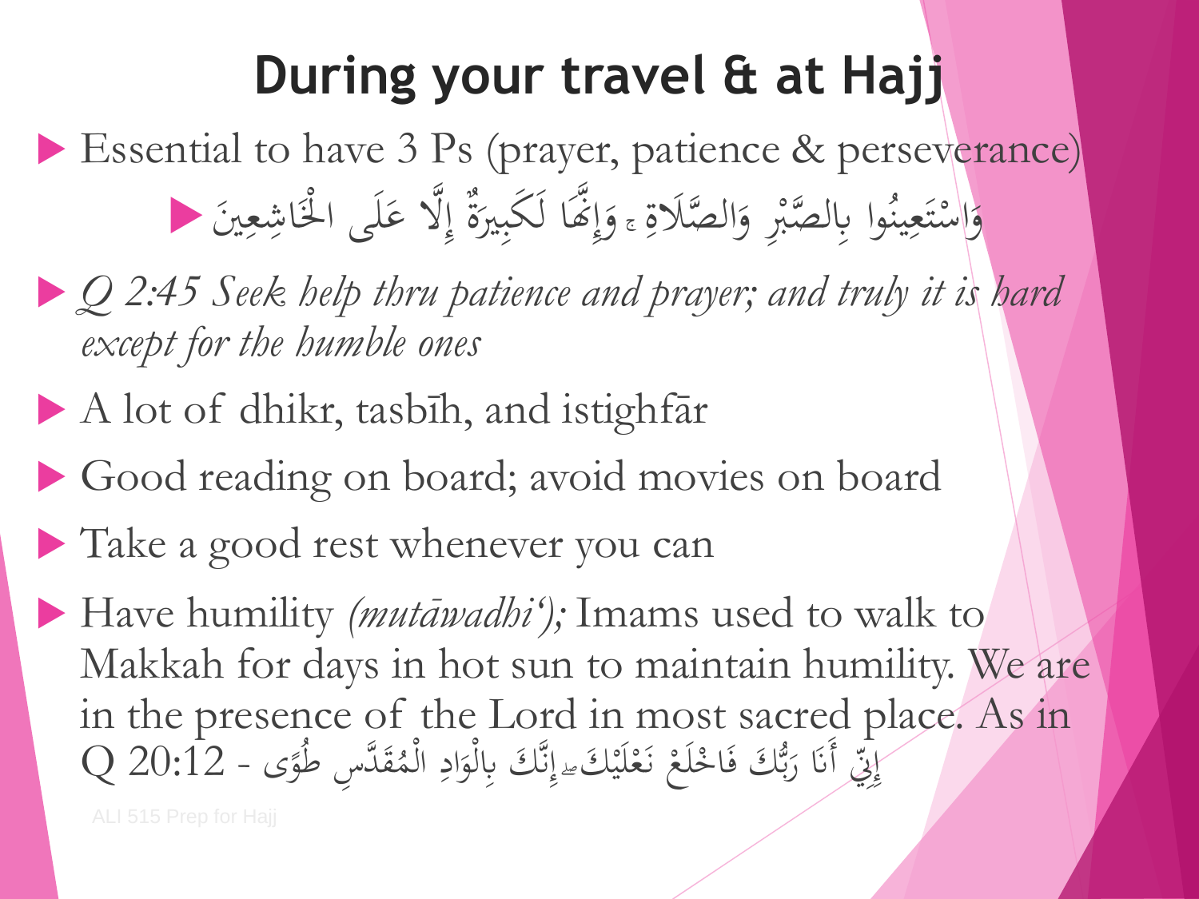# During your travel & at Hajj

- Essential to have 3 Ps (prayer, patience & perseverance)
    - وَاسْتَعِينُوا بِالصَّبْرِ وَالصَّلَاةِ ۚ وَإِنَّهَا لَكَبِيرَةٌ إِلَّا عَلَى الْخَاشِعِينَ
- *Q 2:45 Seek help thru patience and prayer; and truly it is hard except for the humble ones*
- A lot of dhikr, tasbīh, and istighfār
- Good reading on board; avoid movies on board
- Take a good rest whenever you can
- Have humility *(mutāwadhi');* Imams used to walk to Makkah for days in hot sun to maintain humility. We are in the presence of the Lord in most sacred place. As in Q 20:12 - إِنِّي أَنَا رَبُّكَ فَاخْلَعْ نَعْلَيْكَ ۖ إِنَّكَ بِالْوَادِ الْمُقَدَّسِ طُوًى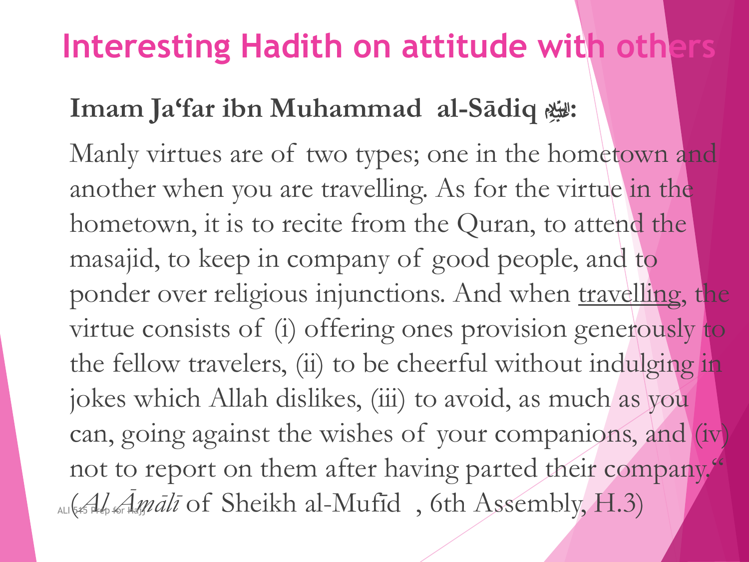# Interesting Hadith on attitude with others

**Imam Ja'far ibn Muhammad al-Sādiq ؑ:**

Manly virtues are of two types; one in the hometown and another when you are travelling. As for the virtue in the hometown, it is to recite from the Quran, to attend the masajid, to keep in company of good people, and to ponder over religious injunctions. And when travelling, the virtue consists of (i) offering ones provision generously to the fellow travelers, (ii) to be cheerful without indulging in jokes which Allah dislikes, (iii) to avoid, as much as you can, going against the wishes of your companions, and (iv) not to report on them after having parted their company."

(*Al Āmālī* of Sheikh al-Mufīd , 6th Assembly, H.3)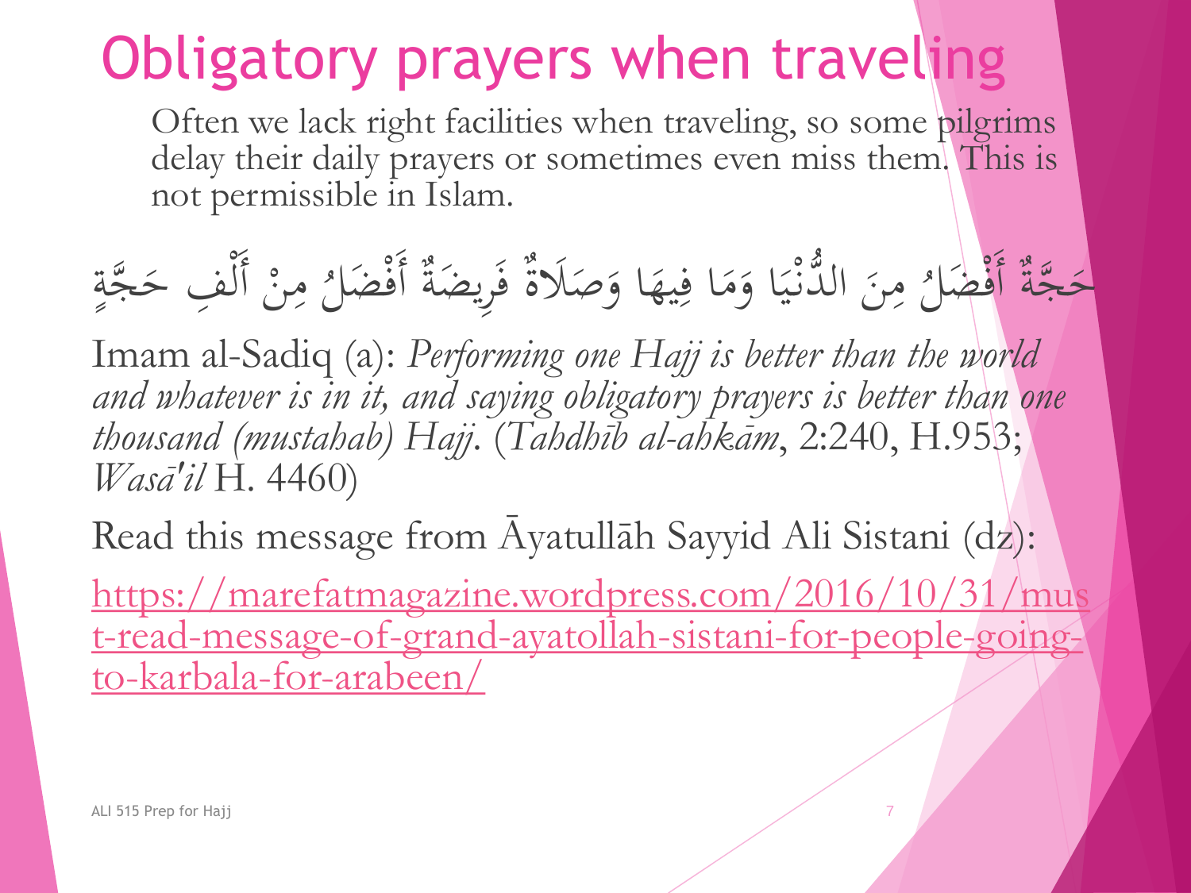# Obligatory prayers when traveling

Often we lack right facilities when traveling, so some pilgrims delay their daily prayers or sometimes even miss them. This is not permissible in Islam.

حَجَّةٌ أَفْضَلُ مِنَ الدُّنْيَا وَمَا فِيهَا وَصَلَاةٌ فَرِيضَةٌ أَفْضَلُ مِنْ أَلْفِ حَجَّةٍ

Imam al-Sadiq (a): *Performing one Hajj is better than the world and whatever is in it, and saying obligatory prayers is better than one thousand (mustahab) Hajj*. (*Tahdhīb al-ahkām*, 2:240, H.953; *Wasā'il* H. 4460)

Read this message from Āyatullāh Sayyid Ali Sistani (dz):

[https://marefatmagazine.wordpress.com/2016/10/31/must-read-message-of-grand-ayatollah-sistani-for-people-going-to-karbala-for-arabeen/](https://marefatmagazine.wordpress.com/2016/10/31/must-read-message-of-grand-ayatollah-sistani-for-people-going-to-karbala-for-arabeen/)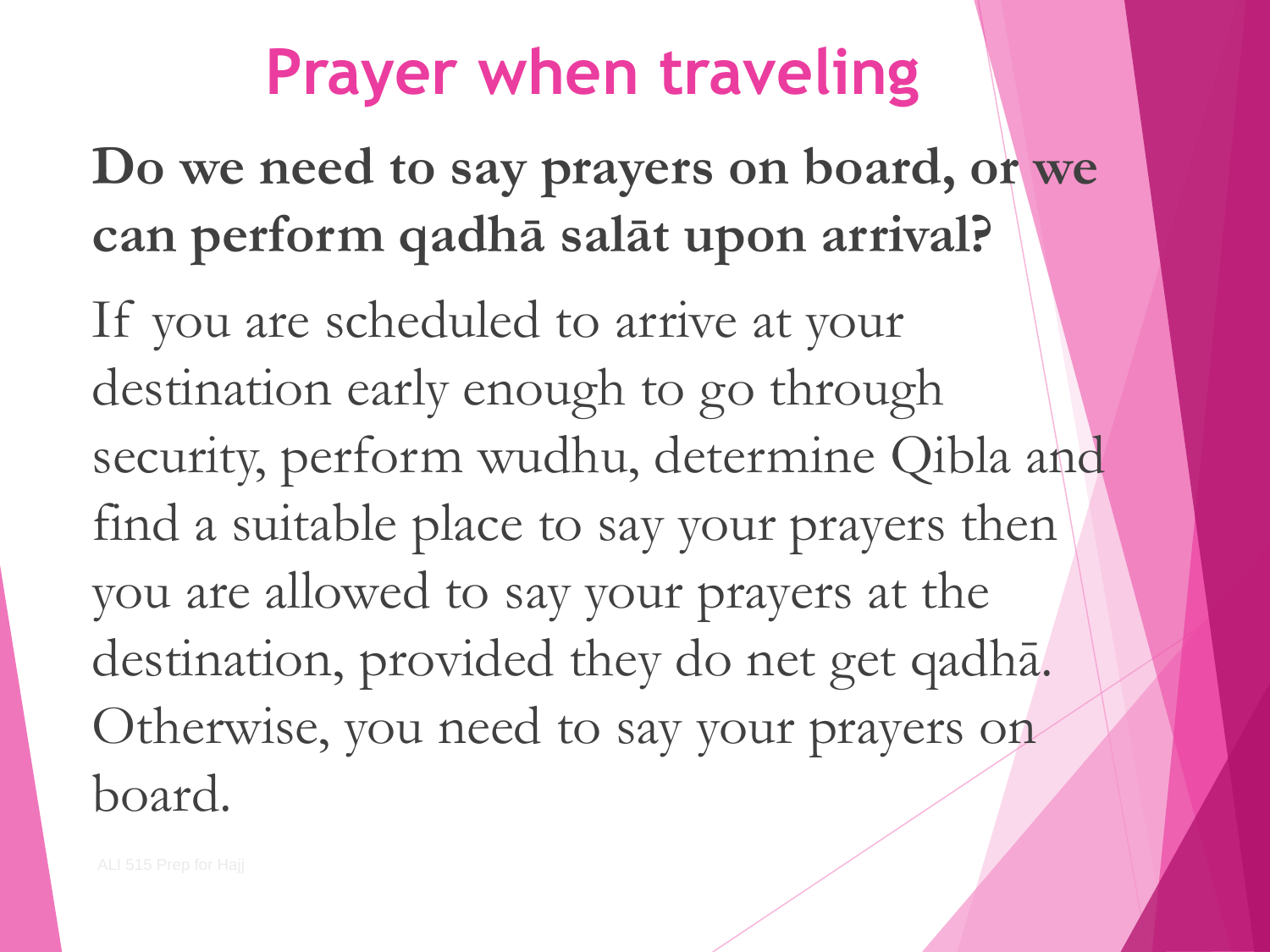# Prayer when traveling

**Do we need to say prayers on board, or we can perform qadhā salāt upon arrival?**

If you are scheduled to arrive at your destination early enough to go through security, perform wudhu, determine Qibla and find a suitable place to say your prayers then you are allowed to say your prayers at the destination, provided they do net get qadhā. Otherwise, you need to say your prayers on board.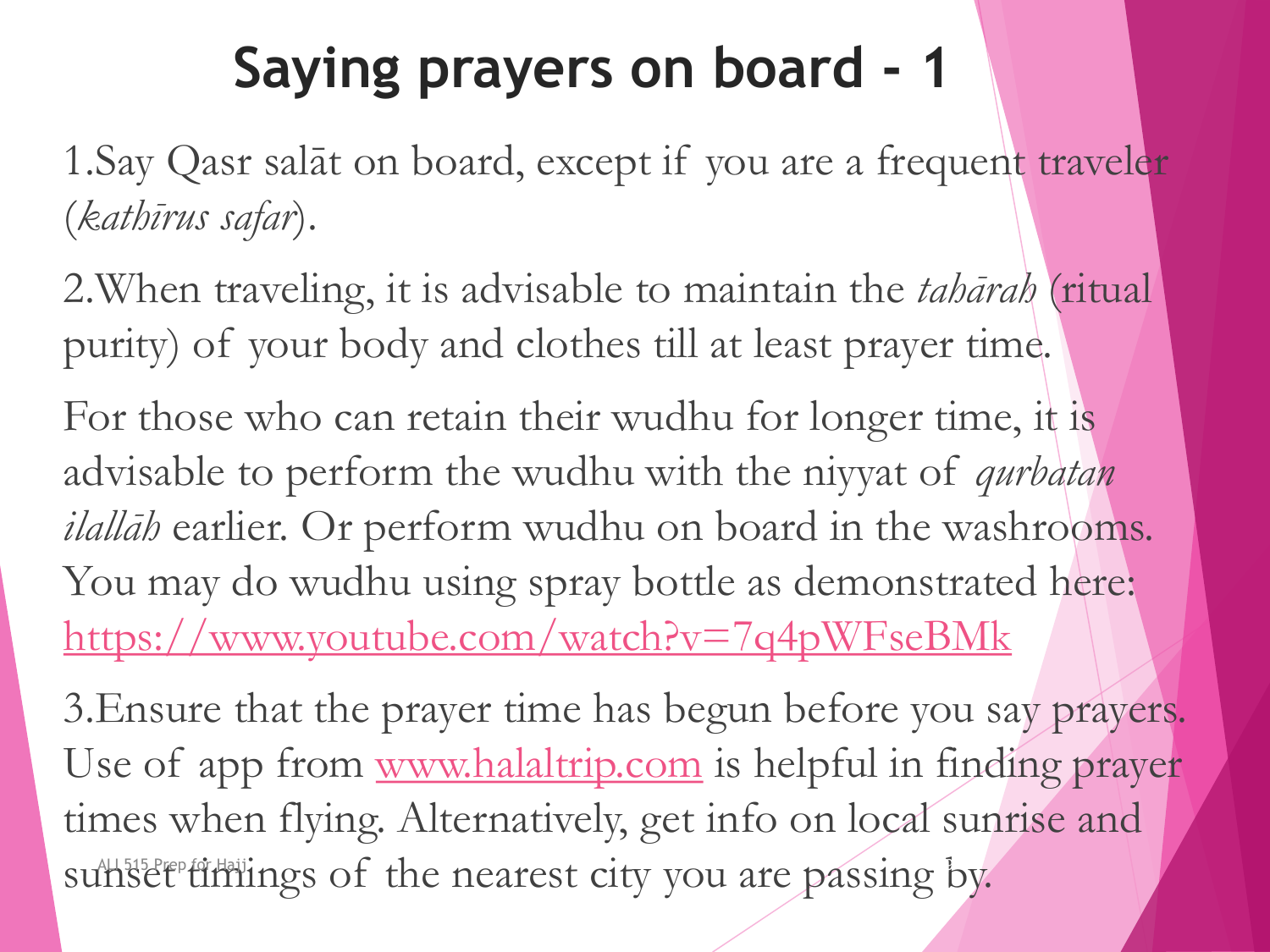# Saying prayers on board - 1

1. Say Qasr salāt on board, except if you are a frequent traveler (*kathīrus safar*).

2. When traveling, it is advisable to maintain the *tahārah* (ritual purity) of your body and clothes till at least prayer time.

For those who can retain their wudhu for longer time, it is advisable to perform the wudhu with the niyyat of *qurbatan ilallāh* earlier. Or perform wudhu on board in the washrooms. You may do wudhu using spray bottle as demonstrated here: https://www.youtube.com/watch?v=7q4pWFseBMk

3. Ensure that the prayer time has begun before you say prayers. Use of app from www.halaltrip.com is helpful in finding prayer times when flying. Alternatively, get info on local sunrise and sunset timings of the nearest city you are passing by.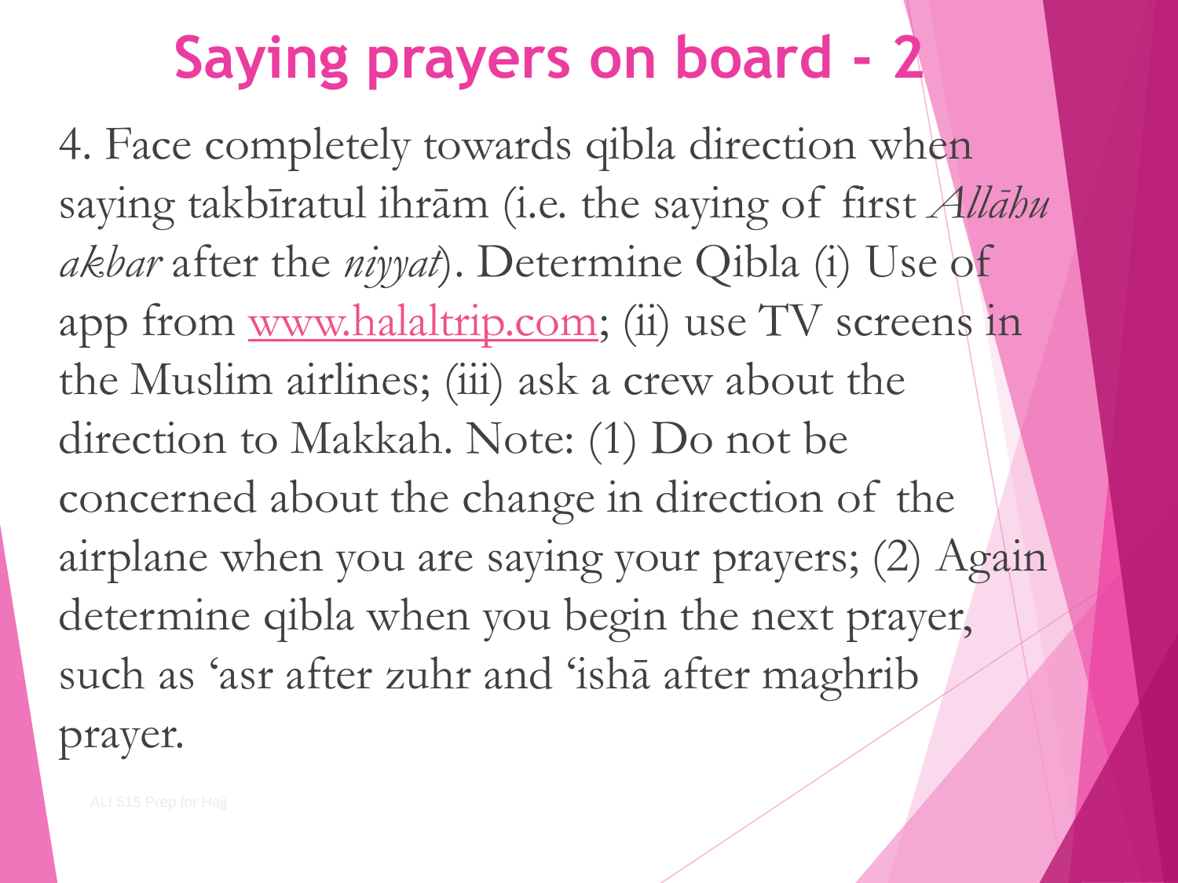# Saying prayers on board - 2

4. Face completely towards qibla direction when saying takbīratul ihrām (i.e. the saying of first *Allāhu akbar* after the *niyyat*). Determine Qibla (i) Use of app from [www.halaltrip.com](http://www.halaltrip.com); (ii) use TV screens in the Muslim airlines; (iii) ask a crew about the direction to Makkah. Note: (1) Do not be concerned about the change in direction of the airplane when you are saying your prayers; (2) Again determine qibla when you begin the next prayer, such as ‘asr after zuhr and ‘ishā after maghrib prayer.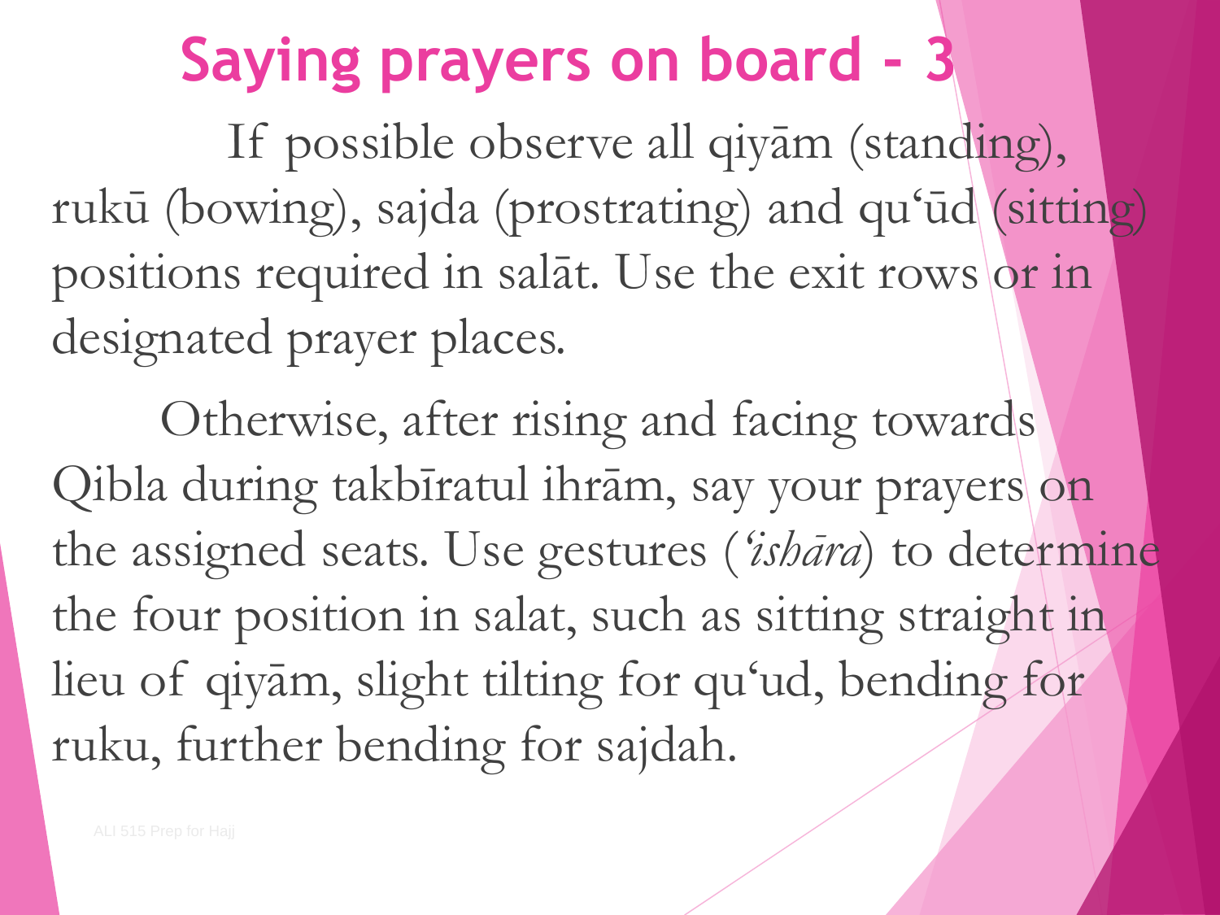# Saying prayers on board - 3

If possible observe all qiyām (standing), rukū (bowing), sajda (prostrating) and qu‘ūd (sitting) positions required in salāt. Use the exit rows or in designated prayer places.

Otherwise, after rising and facing towards Qibla during takbīratul ihrām, say your prayers on the assigned seats. Use gestures (*‘ishāra*) to determine the four position in salat, such as sitting straight in lieu of qiyām, slight tilting for qu‘ud, bending for ruku, further bending for sajdah.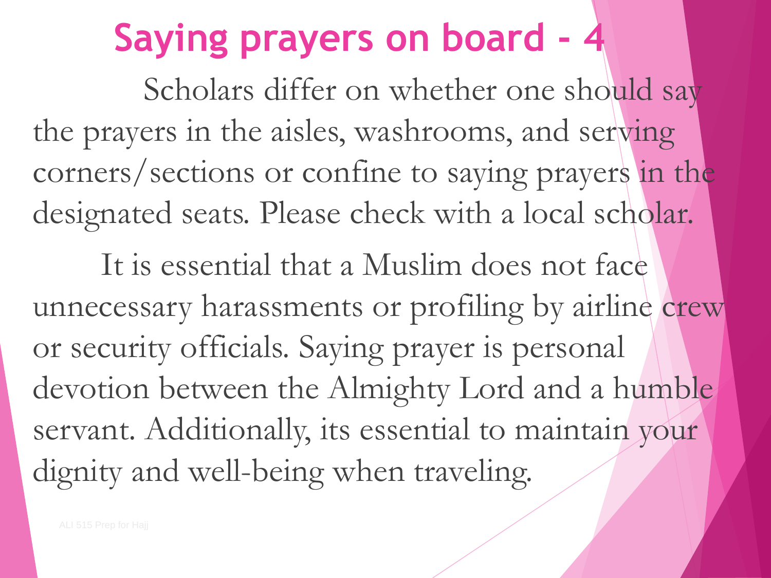# Saying prayers on board - 4

Scholars differ on whether one should say the prayers in the aisles, washrooms, and serving corners/sections or confine to saying prayers in the designated seats. Please check with a local scholar.

It is essential that a Muslim does not face unnecessary harassments or profiling by airline crew or security officials. Saying prayer is personal devotion between the Almighty Lord and a humble servant. Additionally, its essential to maintain your dignity and well-being when traveling.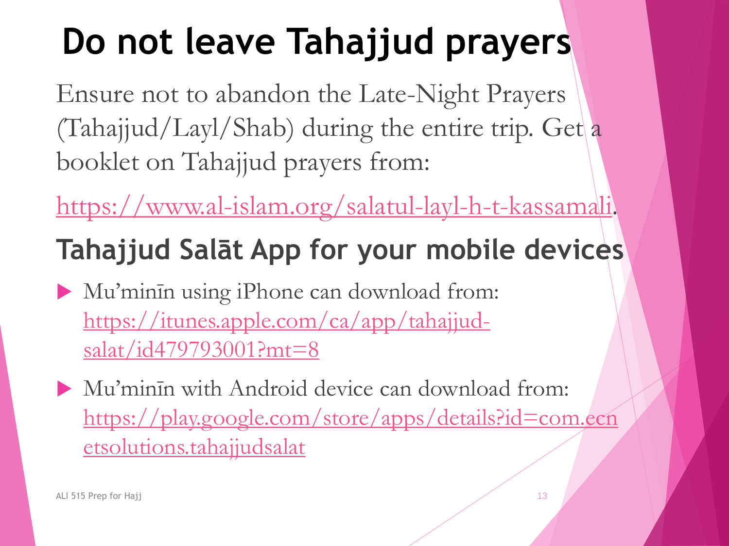# Do not leave Tahajjud prayers

Ensure not to abandon the Late-Night Prayers (Tahajjud/Layl/Shab) during the entire trip. Get a booklet on Tahajjud prayers from:

https://www.al-islam.org/salatul-layl-h-t-kassamali.

## Tahajjud Salāt App for your mobile devices

- Mu'minīn using iPhone can download from: https://itunes.apple.com/ca/app/tahajjud-salat/id479793001?mt=8
- Mu'minīn with Android device can download from: https://play.google.com/store/apps/details?id=com.ecnetsolutions.tahajjudsalat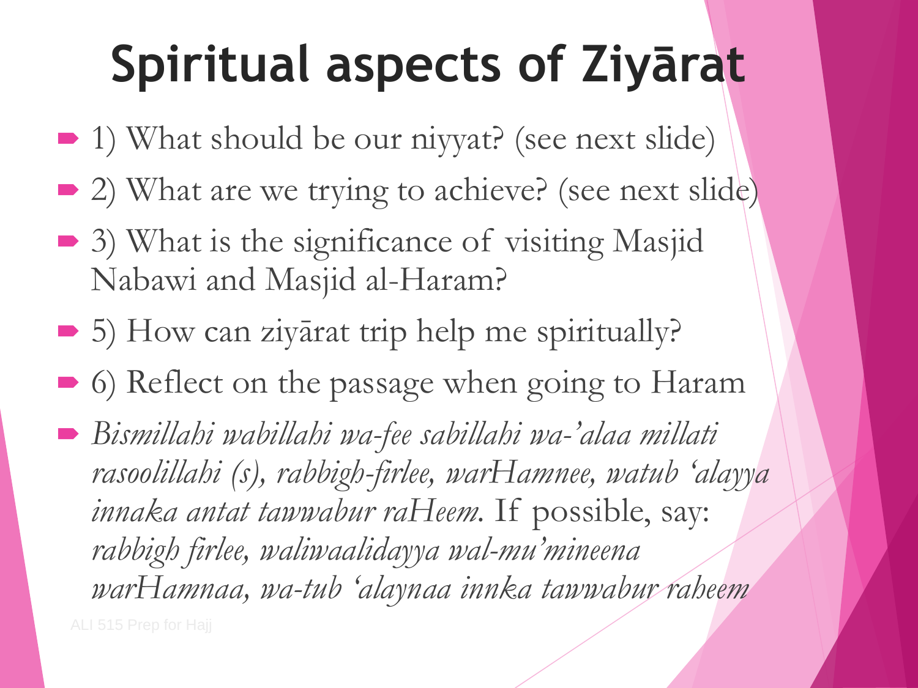# Spiritual aspects of Ziyārat

- 1) What should be our niyyat? (see next slide)
- 2) What are we trying to achieve? (see next slide)
- 3) What is the significance of visiting Masjid Nabawi and Masjid al-Haram?
- 5) How can ziyārat trip help me spiritually?
- 6) Reflect on the passage when going to Haram
- *Bismillahi wabillahi wa-fee sabillahi wa-'alaa millati rasoolillahi (s), rabbigh-firlee, warHamnee, watub 'alayya innaka antat tawwabur raHeem.* If possible, say: *rabbigh firlee, waliwaalidayya wal-mu'mineena warHamnaa, wa-tub 'alaynaa innka tawwabur raheem*

ALI 515 Prep for Hajj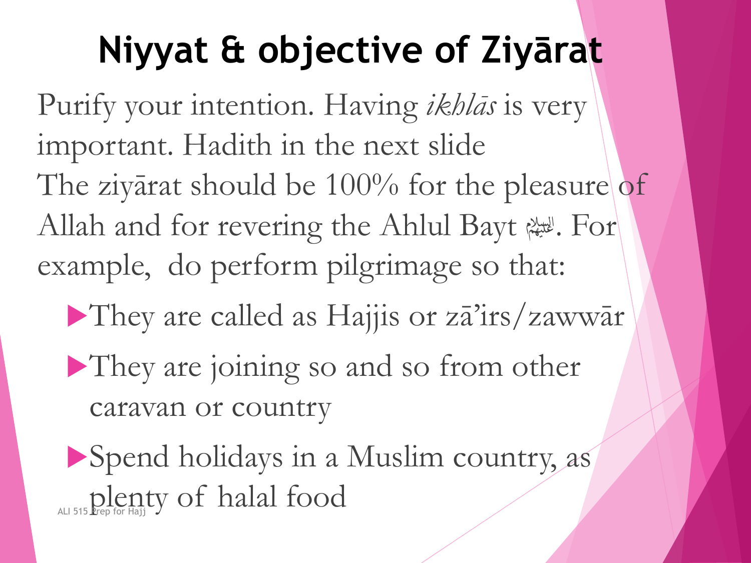# Niyyat & objective of Ziyārat

Purify your intention. Having *ikhlās* is very important. Hadith in the next slide

The ziyārat should be 100% for the pleasure of Allah and for revering the Ahlul Bayt عليهم السلام. For example, do perform pilgrimage so that:

- They are called as Hajjis or zā'irs/zawwār
- They are joining so and so from other caravan or country
- Spend holidays in a Muslim country, as plenty of halal food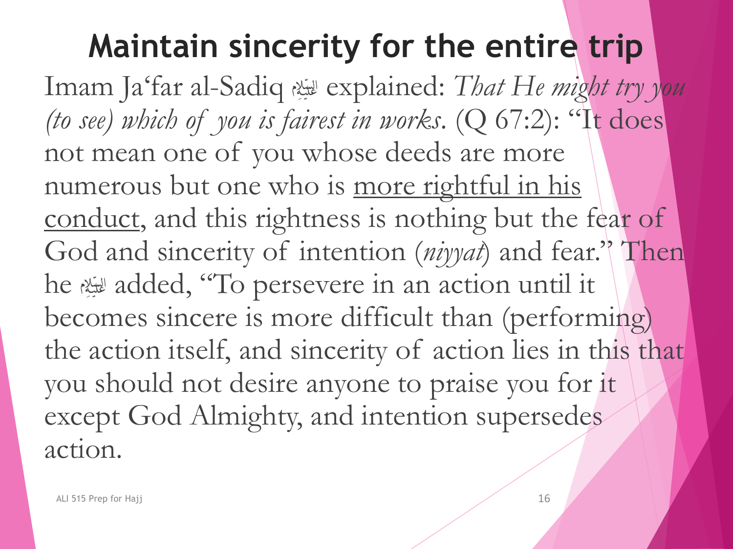# Maintain sincerity for the entire trip

Imam Ja'far al-Sadiq عليه السلام explained: *That He might try you (to see) which of you is fairest in works*. (Q 67:2): "It does not mean one of you whose deeds are more numerous but one who is <u>more rightful in his conduct</u>, and this rightness is nothing but the fear of God and sincerity of intention (*niyyat*) and fear." Then he عليه السلام added, "To persevere in an action until it becomes sincere is more difficult than (performing) the action itself, and sincerity of action lies in this that you should not desire anyone to praise you for it except God Almighty, and intention supersedes action.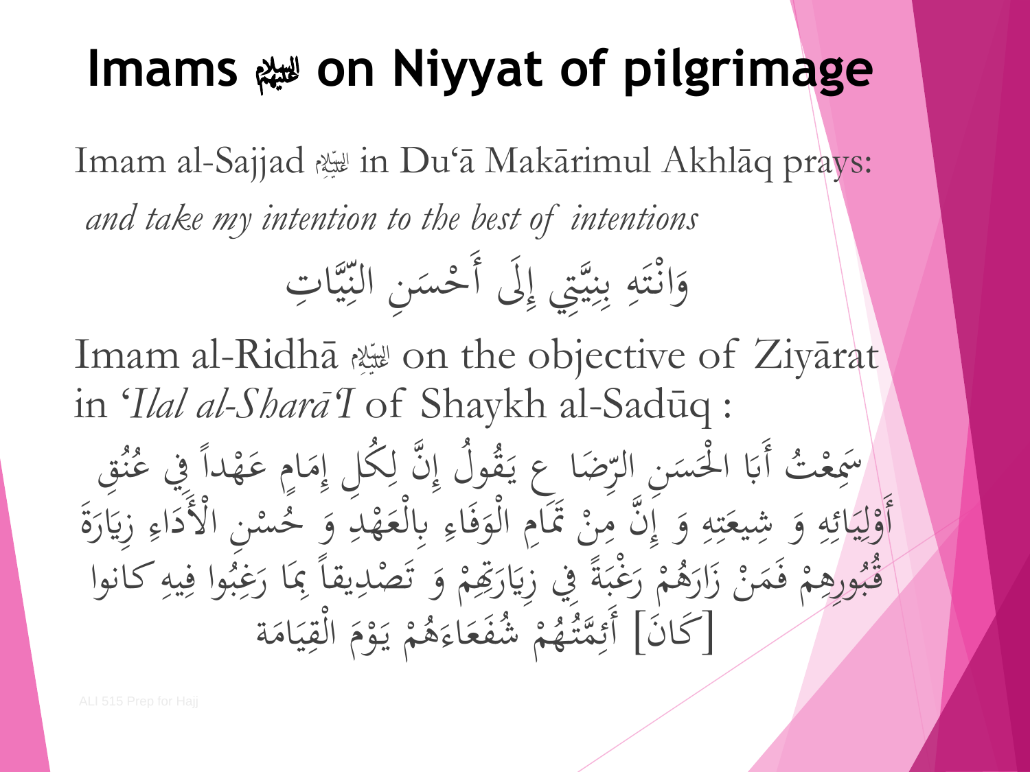# Imams ﷺ on Niyyat of pilgrimage

Imam al-Sajjad ﷺ in Du'ā Makārimul Akhlāq prays:

*and take my intention to the best of intentions*

وَانْتَهِ بِنِيَّتِي إِلَى أَحْسَنِ النِّيَّاتِ

Imam al-Ridhā ﷺ on the objective of Ziyārat in *'Ilal al-Sharā'I* of Shaykh al-Sadūq :

سَمِعْتُ أَبَا الْحَسَنِ الرِّضَا ع يَقُولُ إِنَّ لِكُلِ إِمَامٍ عَهْداً فِي عُنُقِ أَوْلِيَائِهِ وَ شِيعَتِهِ وَ إِنَّ مِنْ تَمَامِ الْوَفَاءِ بِالْعَهْدِ وَ حُسْنِ الْأَدَاءِ زِيَارَةَ قُبُورِهِمْ فَمَنْ زَارَهُمْ رَغْبَةً فِي زِيَارَتِهِمْ وَ تَصْدِيقاً بِمَا رَغِبُوا فِيهِ كانوا [كَانَ] أَئِمَّتُهُمْ شُفَعَاءَهُمْ يَوْمَ الْقِيَامَة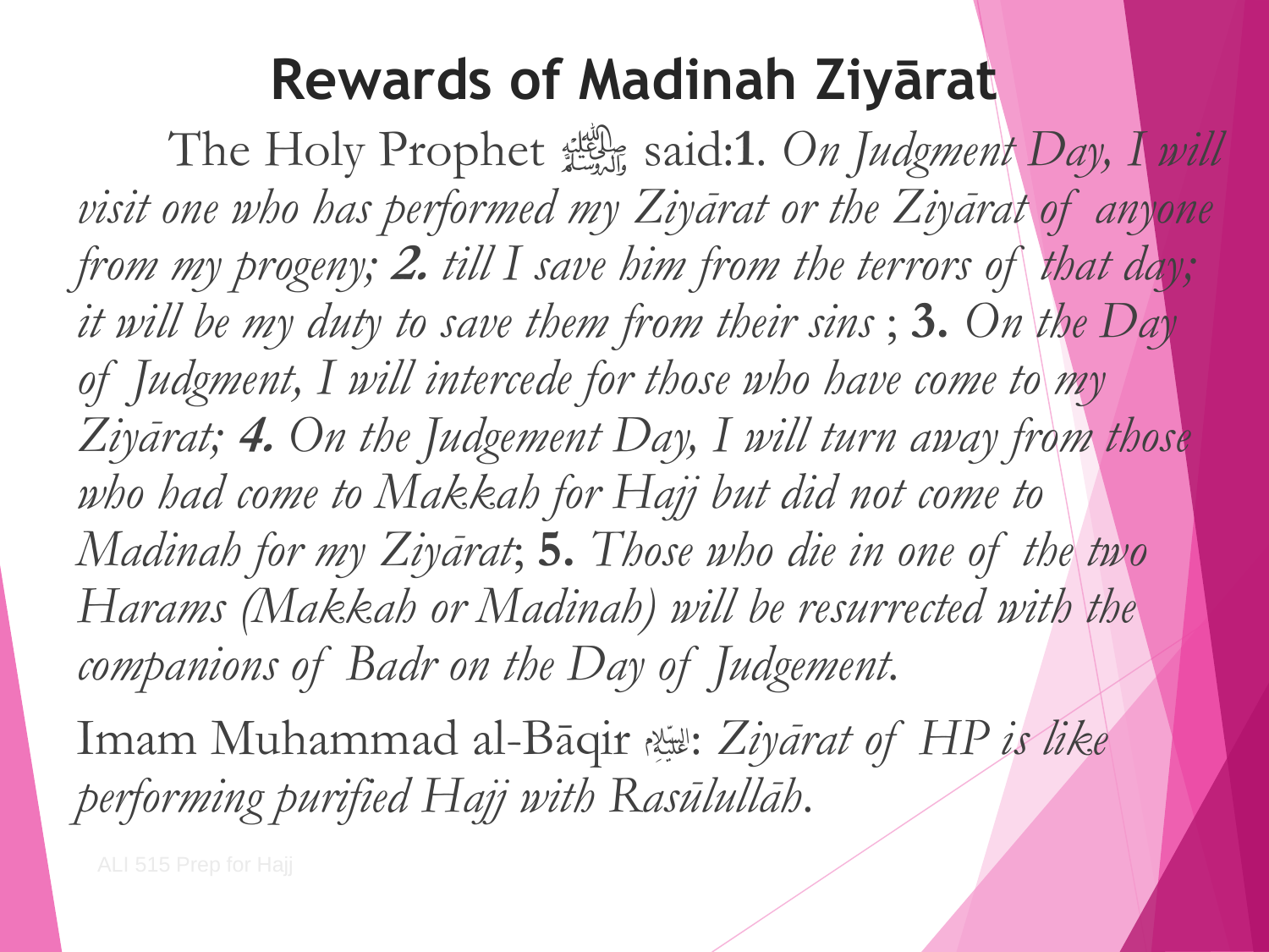# Rewards of Madinah Ziyārat

The Holy Prophet ﷺ said:**1**. *On Judgment Day, I will visit one who has performed my Ziyārat or the Ziyārat of anyone from my progeny;* ***2.*** *till I save him from the terrors of that day; it will be my duty to save them from their sins* ; **3.** *On the Day of Judgment, I will intercede for those who have come to my Ziyārat;* ***4.*** *On the Judgement Day, I will turn away from those who had come to Makkah for Hajj but did not come to Madinah for my Ziyārat*; **5.** *Those who die in one of the two Harams (Makkah or Madinah) will be resurrected with the companions of Badr on the Day of Judgement.*

Imam Muhammad al-Bāqir عليه السلام: *Ziyārat of HP is like performing purified Hajj with Rasūlullāh.*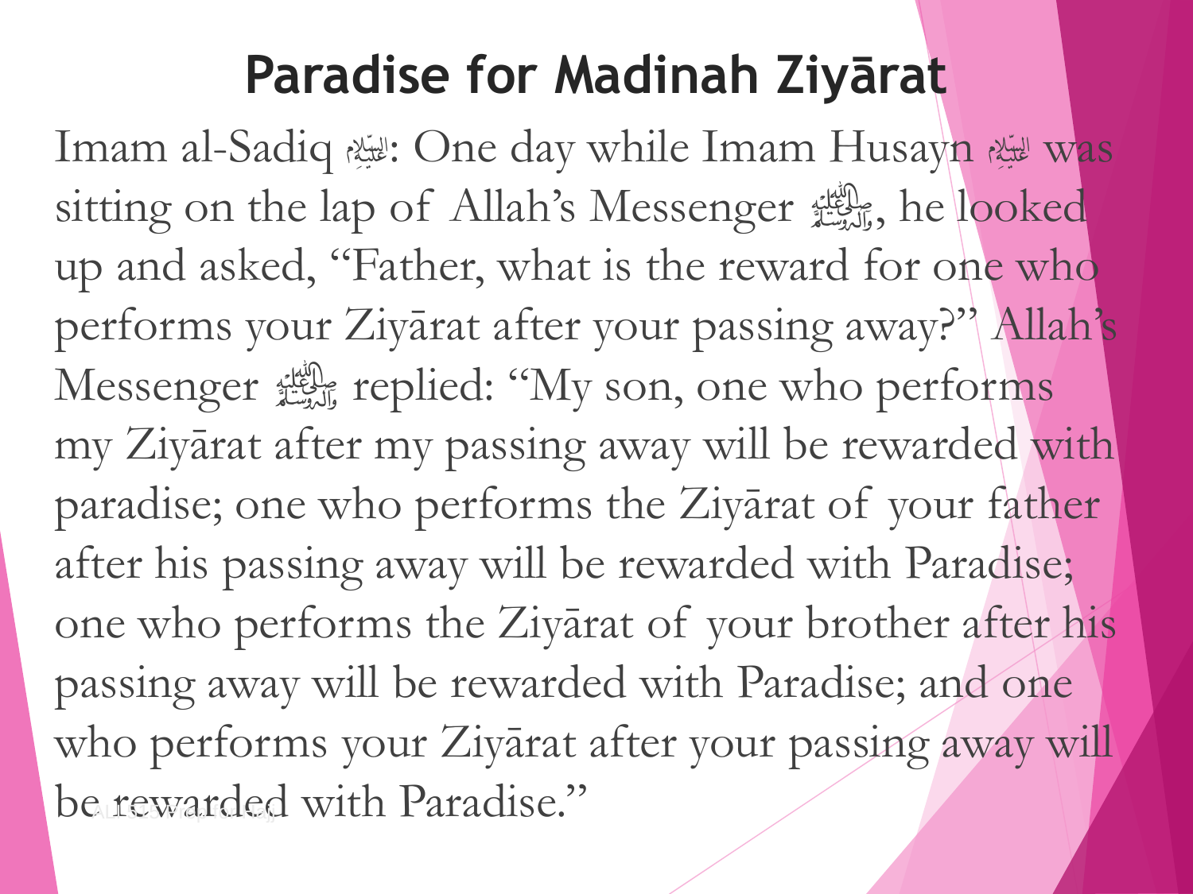# Paradise for Madinah Ziyārat

Imam al-Sadiq ﷺ: One day while Imam Husayn ﷺ was sitting on the lap of Allah's Messenger ﷺ, he looked up and asked, "Father, what is the reward for one who performs your Ziyārat after your passing away?" Allah's Messenger ﷺ replied: "My son, one who performs my Ziyārat after my passing away will be rewarded with paradise; one who performs the Ziyārat of your father after his passing away will be rewarded with Paradise; one who performs the Ziyārat of your brother after his passing away will be rewarded with Paradise; and one who performs your Ziyārat after your passing away will be rewarded with Paradise."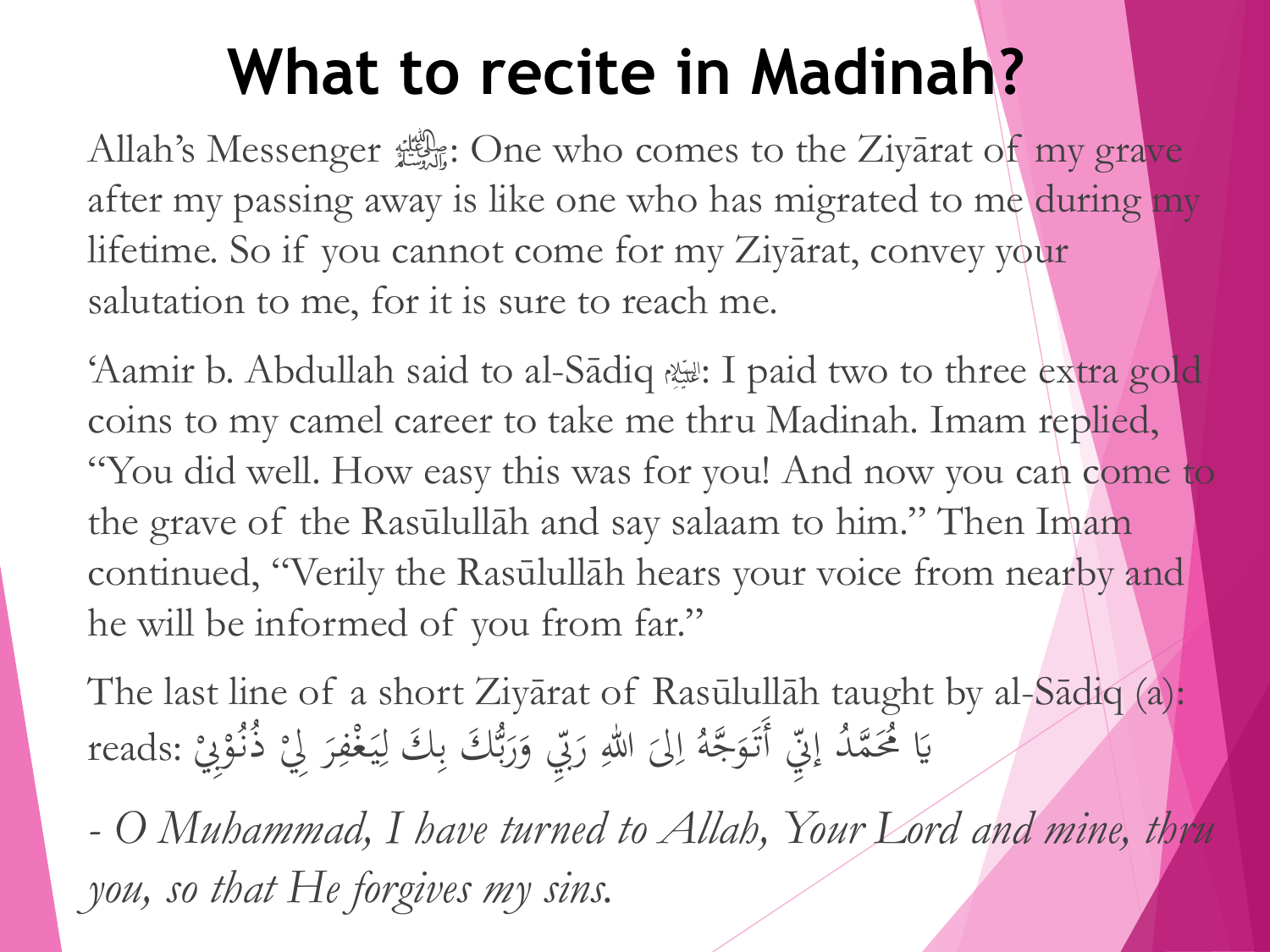# What to recite in Madinah?

Allah's Messenger ﷺ: One who comes to the Ziyārat of my grave after my passing away is like one who has migrated to me during my lifetime. So if you cannot come for my Ziyārat, convey your salutation to me, for it is sure to reach me.

'Aamir b. Abdullah said to al-Sādiq ؑ: I paid two to three extra gold coins to my camel career to take me thru Madinah. Imam replied, "You did well. How easy this was for you! And now you can come to the grave of the Rasūlullāh and say salaam to him." Then Imam continued, "Verily the Rasūlullāh hears your voice from nearby and he will be informed of you from far."

The last line of a short Ziyārat of Rasūlullāh taught by al-Sādiq (a): reads: يَا مُحَمَّدُ إِنِّي أَتَوَجَّهُ اِلَى اللهِ رَبِّي وَرَبُّكَ بِكَ لِيَغْفِرَ لِيْ ذُنُوْبِيْ

*- O Muhammad, I have turned to Allah, Your Lord and mine, thru you, so that He forgives my sins.*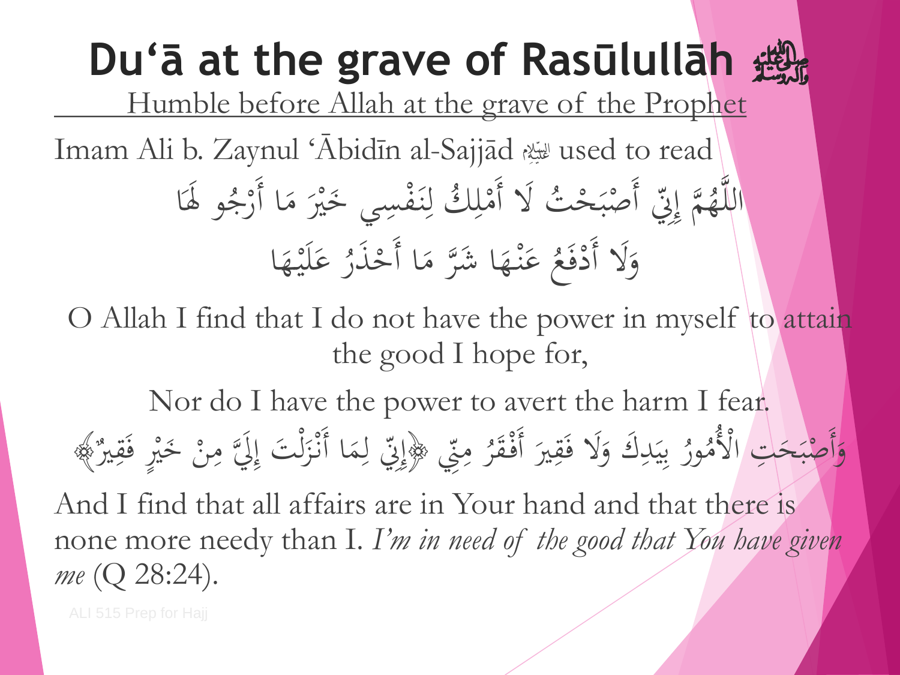# Du'ā at the grave of Rasūlullāh ﷺ

Humble before Allah at the grave of the Prophet

Imam Ali b. Zaynul 'Ābidīn al-Sajjād ؑ used to read

اللَّهُمَّ إِنِّي أَصْبَحْتُ لَا أَمْلِكُ لِنَفْسِي خَيْرَ مَا أَرْجُو لَهَا

وَلَا أَدْفَعُ عَنْهَا شَرَّ مَا أَحْذَرُ عَلَيْهَا

O Allah I find that I do not have the power in myself to attain the good I hope for,

Nor do I have the power to avert the harm I fear.

وَأَصْبَحَتِ الْأُمُورُ بِيَدِكَ وَلَا فَقِيرَ أَفْقَرُ مِنِّي ﴿إِنِّي لِمَا أَنْزَلْتَ إِلَيَّ مِنْ خَيْرٍ فَقِيرٌ﴾

And I find that all affairs are in Your hand and that there is none more needy than I. *I'm in need of the good that You have given me* (Q 28:24).

ALI 515 Prep for Hajj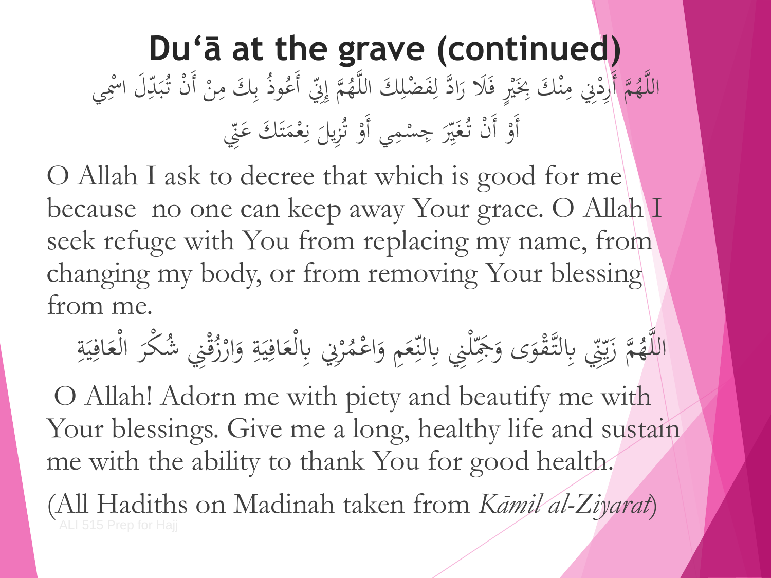# Du'ā at the grave (continued)

اللَّهُمَّ أَرِدْنِي مِنْكَ بِخَيْرٍ فَلَا رَادَّ لِفَضْلِكَ اللَّهُمَّ إِنِّي أَعُوذُ بِكَ مِنْ أَنْ تُبَدِّلَ اسْمِي أَوْ أَنْ تُغَيِّرَ جِسْمِي أَوْ تُزِيلَ نِعْمَتَكَ عَنِّي

O Allah I ask to decree that which is good for me because no one can keep away Your grace. O Allah I seek refuge with You from replacing my name, from changing my body, or from removing Your blessing from me.

اللَّهُمَّ زَيِّنِّي بِالتَّقْوَى وَجَمِّلْنِي بِالنِّعَمِ وَاعْمُرْنِي بِالْعَافِيَةِ وَارْزُقْنِي شُكْرَ الْعَافِيَةِ

O Allah! Adorn me with piety and beautify me with Your blessings. Give me a long, healthy life and sustain me with the ability to thank You for good health.

(All Hadiths on Madinah taken from *Kāmil al-Ziyarat*)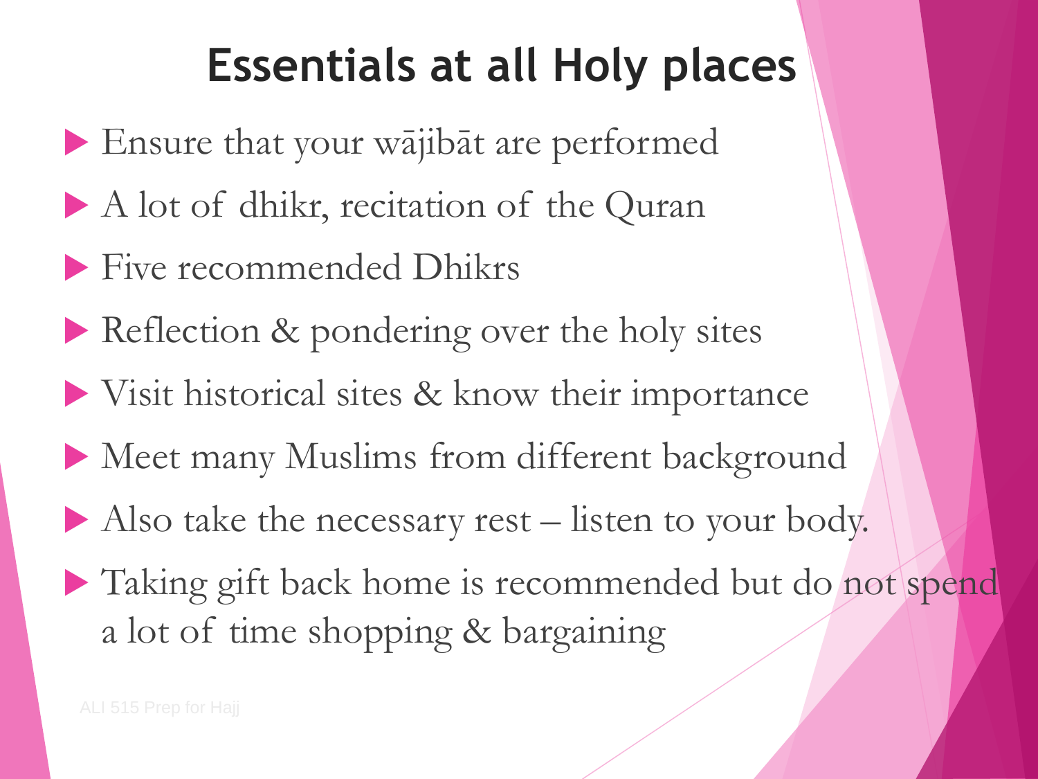# Essentials at all Holy places

- Ensure that your wājibāt are performed
- A lot of dhikr, recitation of the Quran
- Five recommended Dhikrs
- Reflection & pondering over the holy sites
- Visit historical sites & know their importance
- Meet many Muslims from different background
- Also take the necessary rest – listen to your body.
- Taking gift back home is recommended but do not spend a lot of time shopping & bargaining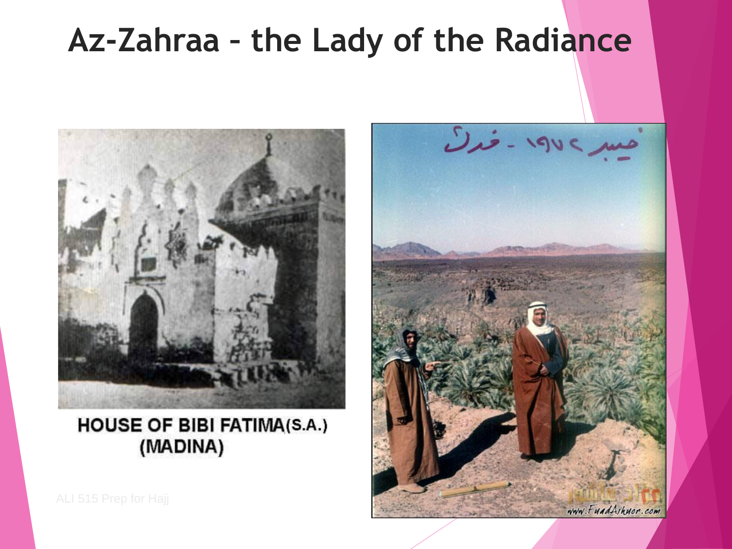# Az-Zahraa – the Lady of the Radiance

HOUSE OF BIBI FATIMA(S.A.)
(MADINA)

ALI 515 Prep for Hajj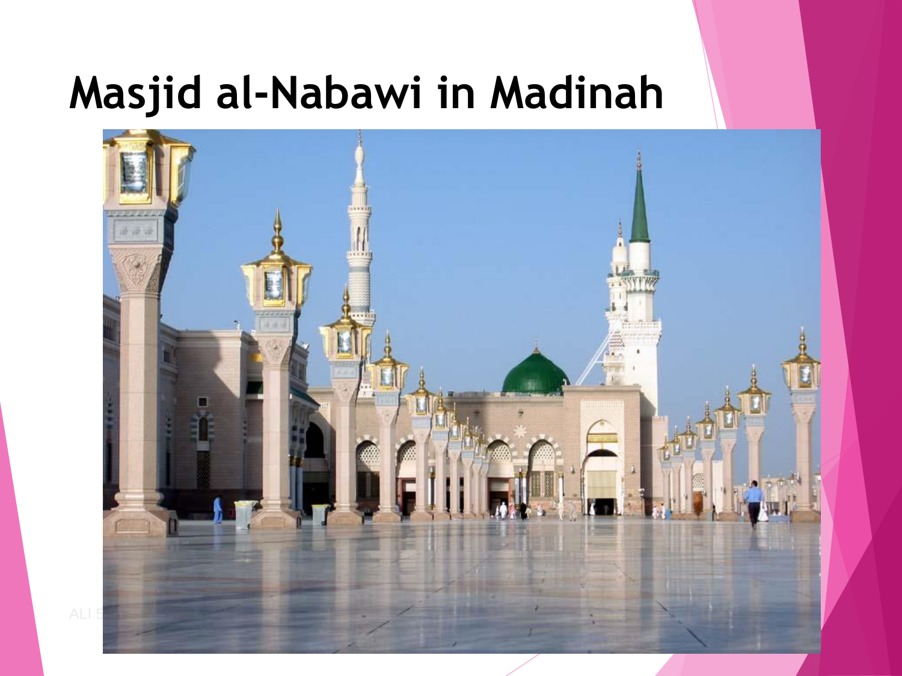# Masjid al-Nabawi in Madinah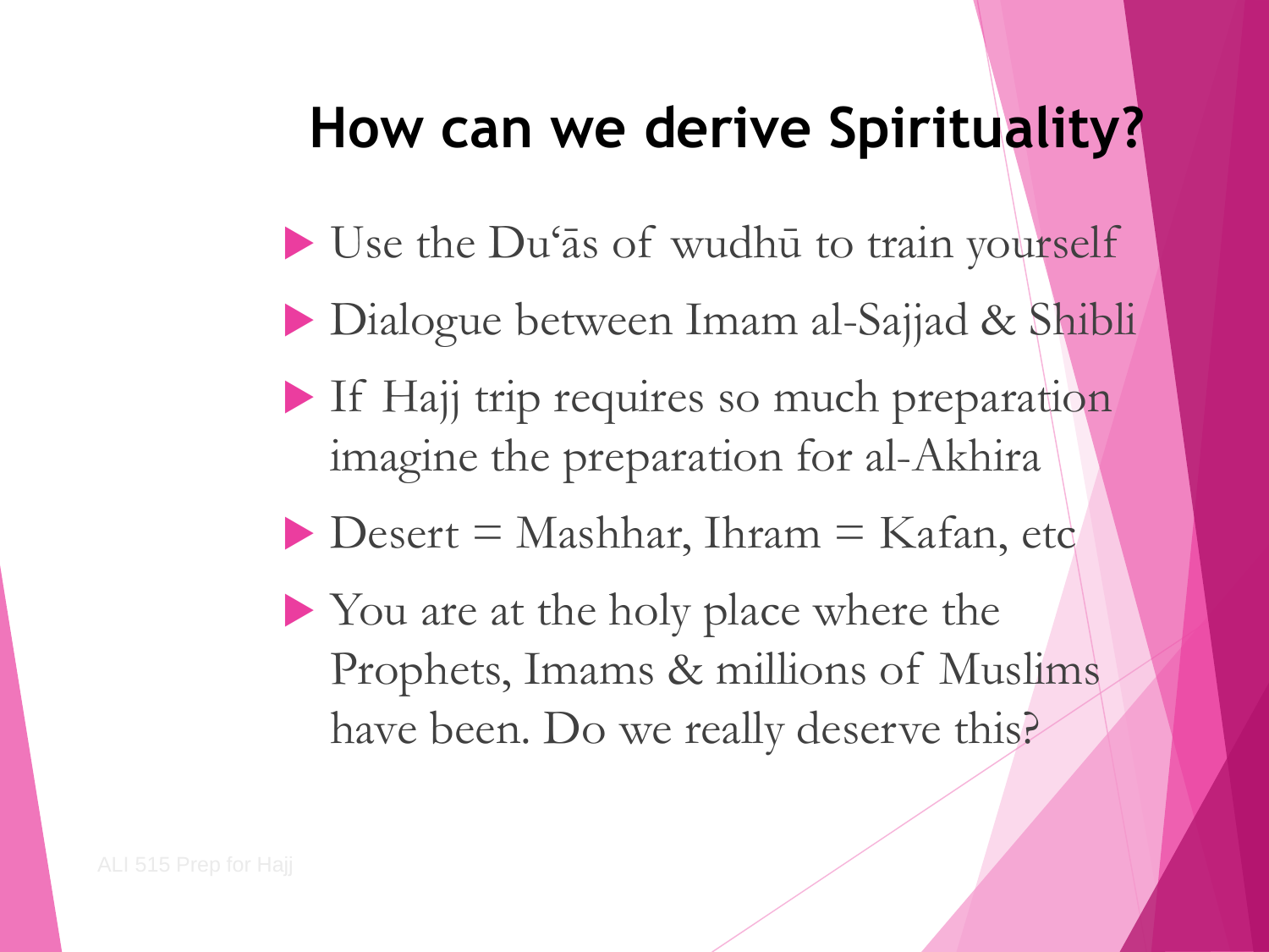# How can we derive Spirituality?

- Use the Du'ās of wudhū to train yourself
- Dialogue between Imam al-Sajjad & Shibli
- If Hajj trip requires so much preparation imagine the preparation for al-Akhira
- Desert = Mashhar, Ihram = Kafan, etc
- You are at the holy place where the Prophets, Imams & millions of Muslims have been. Do we really deserve this?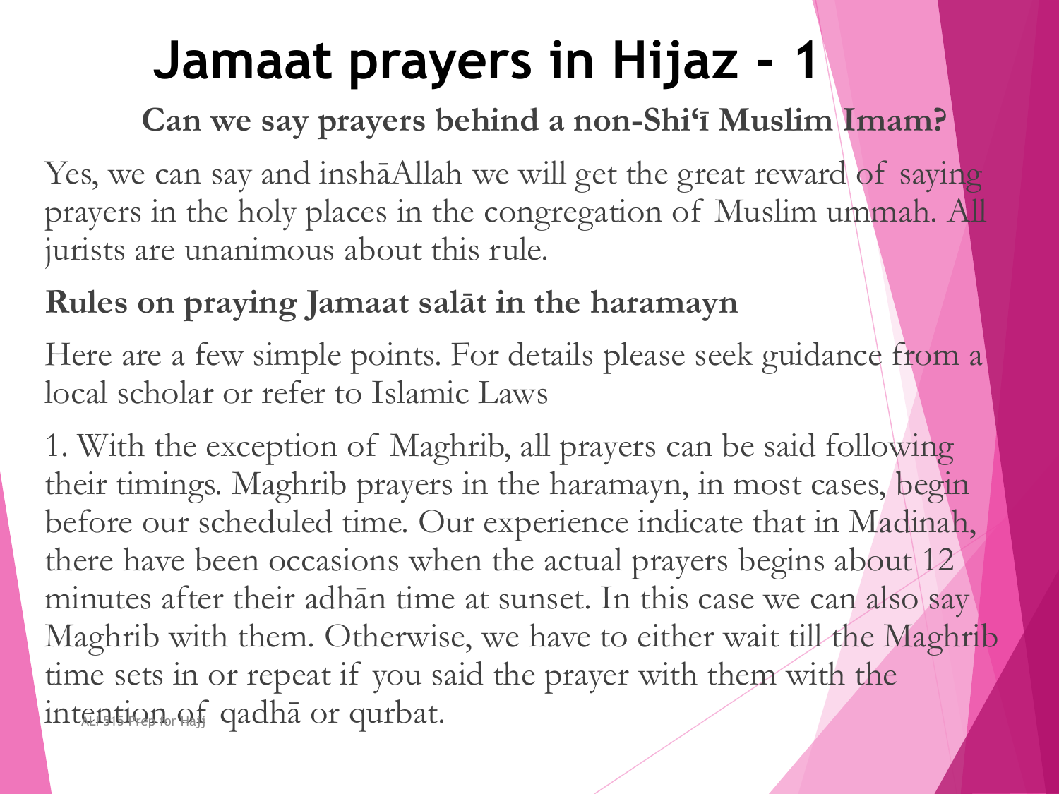# Jamaat prayers in Hijaz - 1

**Can we say prayers behind a non-Shi'ī Muslim Imam?**

Yes, we can say and inshāAllah we will get the great reward of saying prayers in the holy places in the congregation of Muslim ummah. All jurists are unanimous about this rule.

**Rules on praying Jamaat salāt in the haramayn**

Here are a few simple points. For details please seek guidance from a local scholar or refer to Islamic Laws

1. With the exception of Maghrib, all prayers can be said following their timings. Maghrib prayers in the haramayn, in most cases, begin before our scheduled time. Our experience indicate that in Madinah, there have been occasions when the actual prayers begins about 12 minutes after their adhān time at sunset. In this case we can also say Maghrib with them. Otherwise, we have to either wait till the Maghrib time sets in or repeat if you said the prayer with them with the intention of qadhā or qurbat.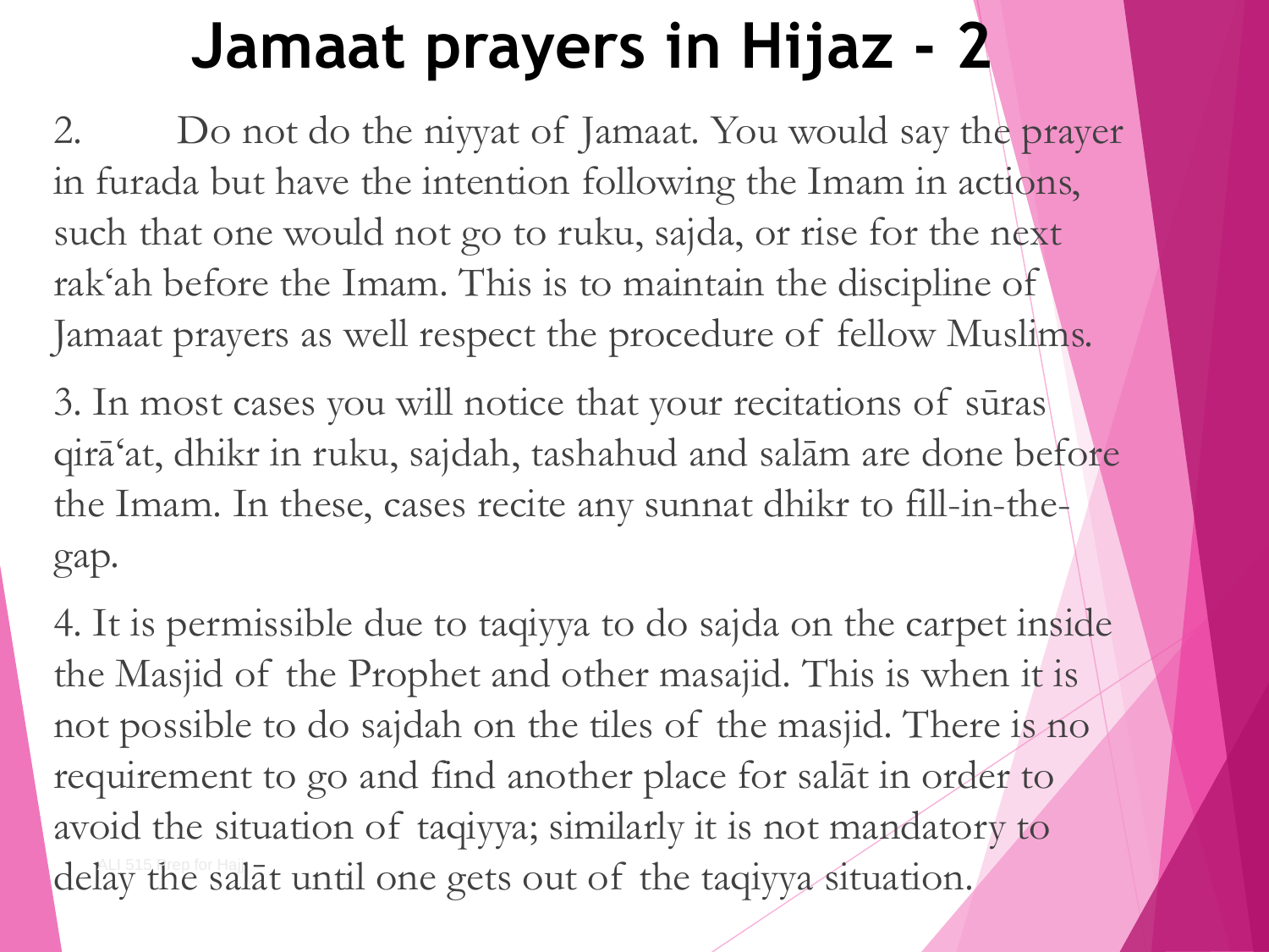# Jamaat prayers in Hijaz - 2

2. Do not do the niyyat of Jamaat. You would say the prayer in furada but have the intention following the Imam in actions, such that one would not go to ruku, sajda, or rise for the next rak'ah before the Imam. This is to maintain the discipline of Jamaat prayers as well respect the procedure of fellow Muslims.

3. In most cases you will notice that your recitations of sūras qirā'at, dhikr in ruku, sajdah, tashahud and salām are done before the Imam. In these, cases recite any sunnat dhikr to fill-in-the-gap.

4. It is permissible due to taqiyya to do sajda on the carpet inside the Masjid of the Prophet and other masajid. This is when it is not possible to do sajdah on the tiles of the masjid. There is no requirement to go and find another place for salāt in order to avoid the situation of taqiyya; similarly it is not mandatory to delay the salāt until one gets out of the taqiyya situation.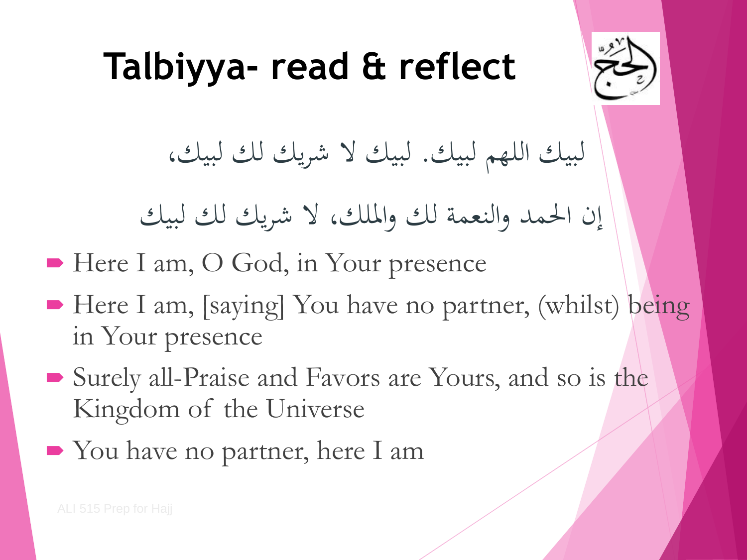# Talbiyya- read & reflect

لبيك اللهم لبيك. لبيك لا شريك لك لبيك،

إن الحمد والنعمة لك والملك، لا شريك لك لبيك

- Here I am, O God, in Your presence
- Here I am, [saying] You have no partner, (whilst) being in Your presence
- Surely all-Praise and Favors are Yours, and so is the Kingdom of the Universe
- You have no partner, here I am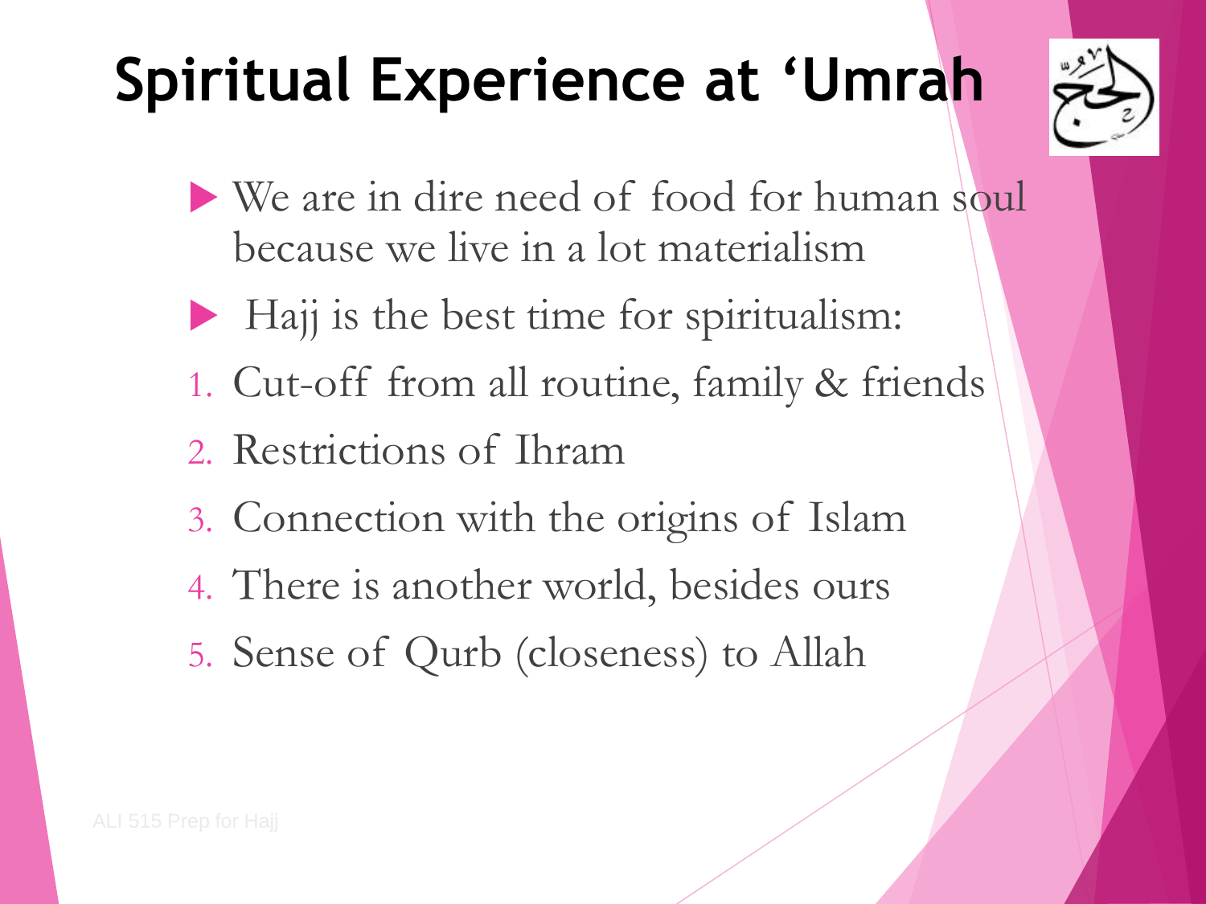# Spiritual Experience at ‘Umrah

- We are in dire need of food for human soul because we live in a lot materialism
- Hajj is the best time for spiritualism:

1. Cut-off from all routine, family & friends
2. Restrictions of Ihram
3. Connection with the origins of Islam
4. There is another world, besides ours
5. Sense of Qurb (closeness) to Allah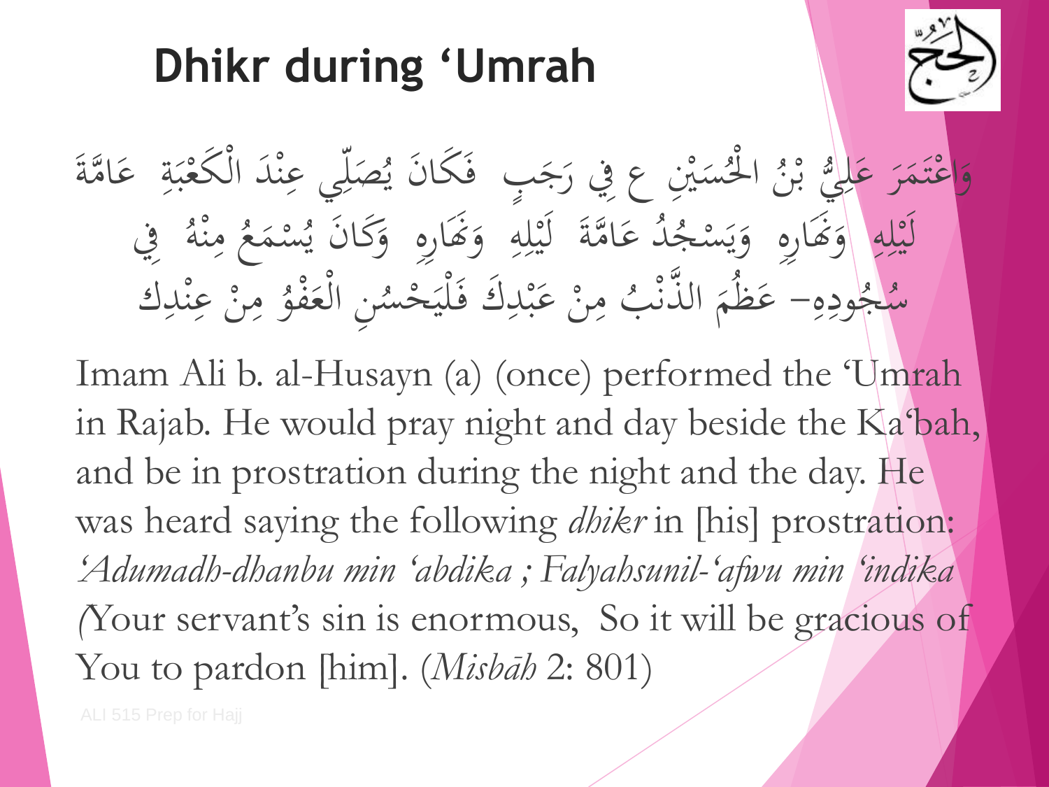# Dhikr during 'Umrah

وَاعْتَمَرَ عَلِيُّ بْنُ الْحُسَيْنِ ع فِي رَجَبٍ فَكَانَ يُصَلِّي عِنْدَ الْكَعْبَةِ عَامَّةَ لَيْلِهِ وَنَهَارِهِ وَيَسْجُدُ عَامَّةَ لَيْلِهِ وَنَهَارِهِ وَكَانَ يُسْمَعُ مِنْهُ فِي سُجُودِهِ– عَظُمَ الذَّنْبُ مِنْ عَبْدِكَ فَلْيَحْسُنِ الْعَفْوُ مِنْ عِنْدِك

Imam Ali b. al-Husayn (a) (once) performed the 'Umrah in Rajab. He would pray night and day beside the Ka'bah, and be in prostration during the night and the day. He was heard saying the following *dhikr* in [his] prostration: *'Adumadh-dhanbu min 'abdika ; Falyahsunil-'afwu min 'indika (*Your servant's sin is enormous, So it will be gracious of You to pardon [him]. (*Misbāh* 2: 801)

ALI 515 Prep for Hajj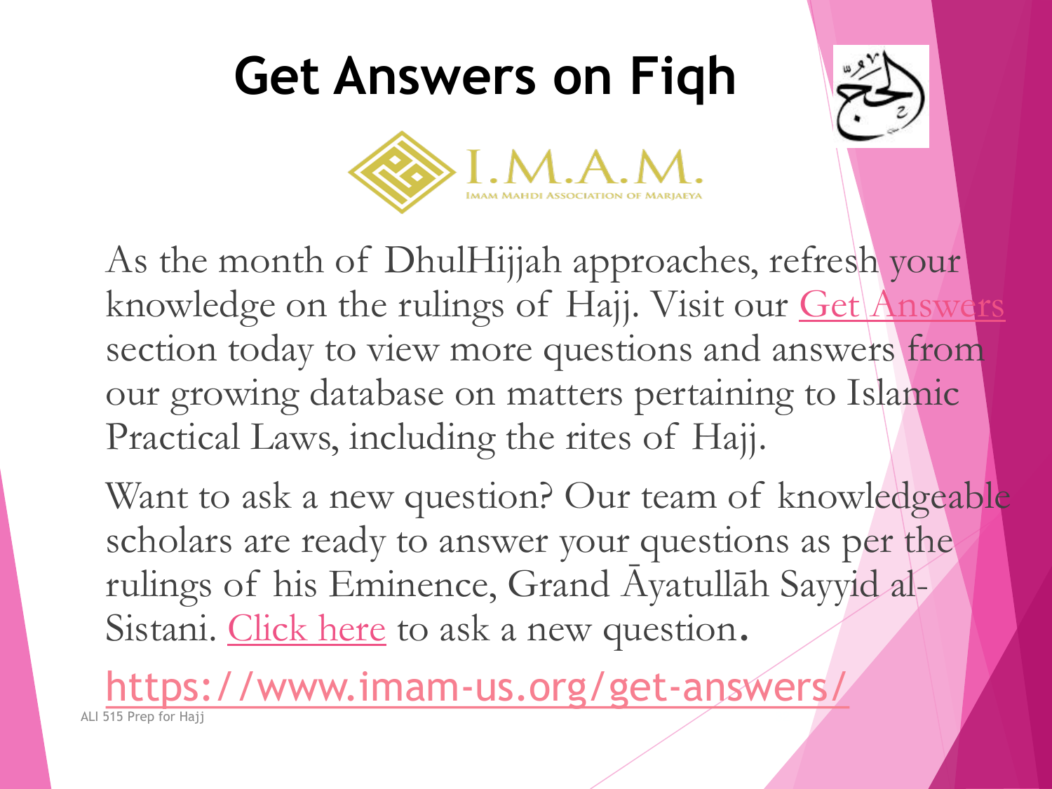# Get Answers on Fiqh

I.M.A.M.

IMAM MAHDI ASSOCIATION OF MARJAEYA

As the month of DhulHijjah approaches, refresh your knowledge on the rulings of Hajj. Visit our Get Answers section today to view more questions and answers from our growing database on matters pertaining to Islamic Practical Laws, including the rites of Hajj.

Want to ask a new question? Our team of knowledgeable scholars are ready to answer your questions as per the rulings of his Eminence, Grand Āyatullāh Sayyid al-Sistani. Click here to ask a new question.

https://www.imam-us.org/get-answers/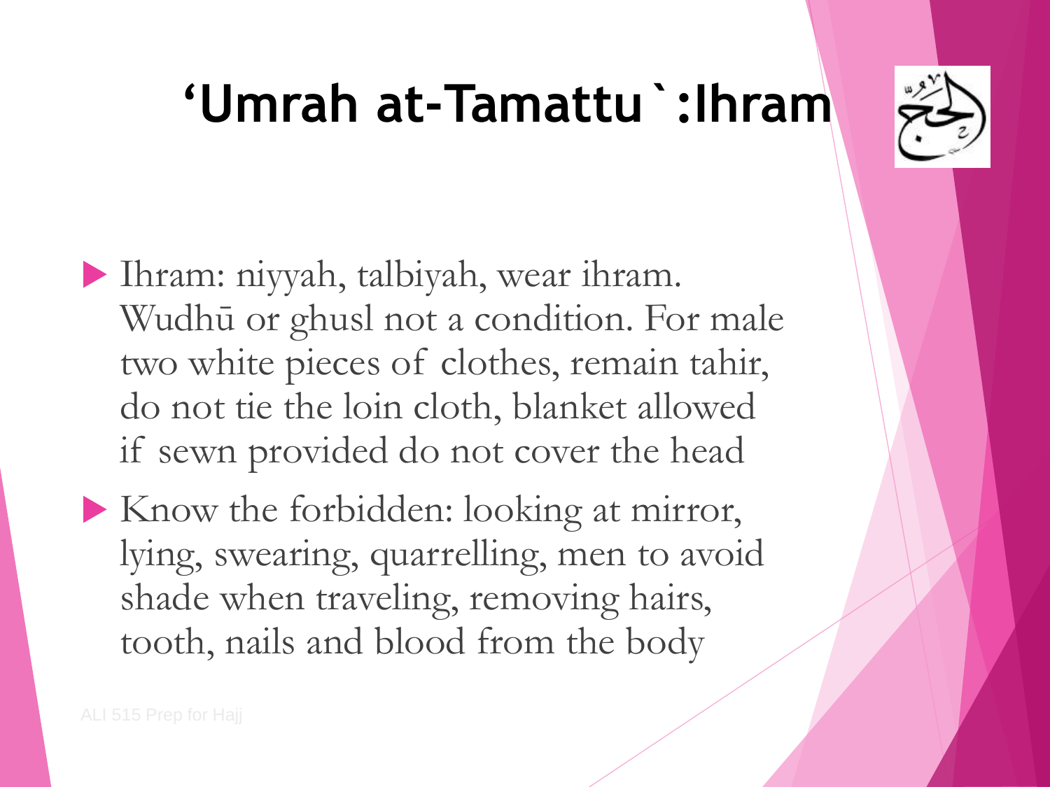# ‘Umrah at-Tamattu`:Ihram

- Ihram: niyyah, talbiyah, wear ihram. Wudhū or ghusl not a condition. For male two white pieces of clothes, remain tahir, do not tie the loin cloth, blanket allowed if sewn provided do not cover the head
- Know the forbidden: looking at mirror, lying, swearing, quarrelling, men to avoid shade when traveling, removing hairs, tooth, nails and blood from the body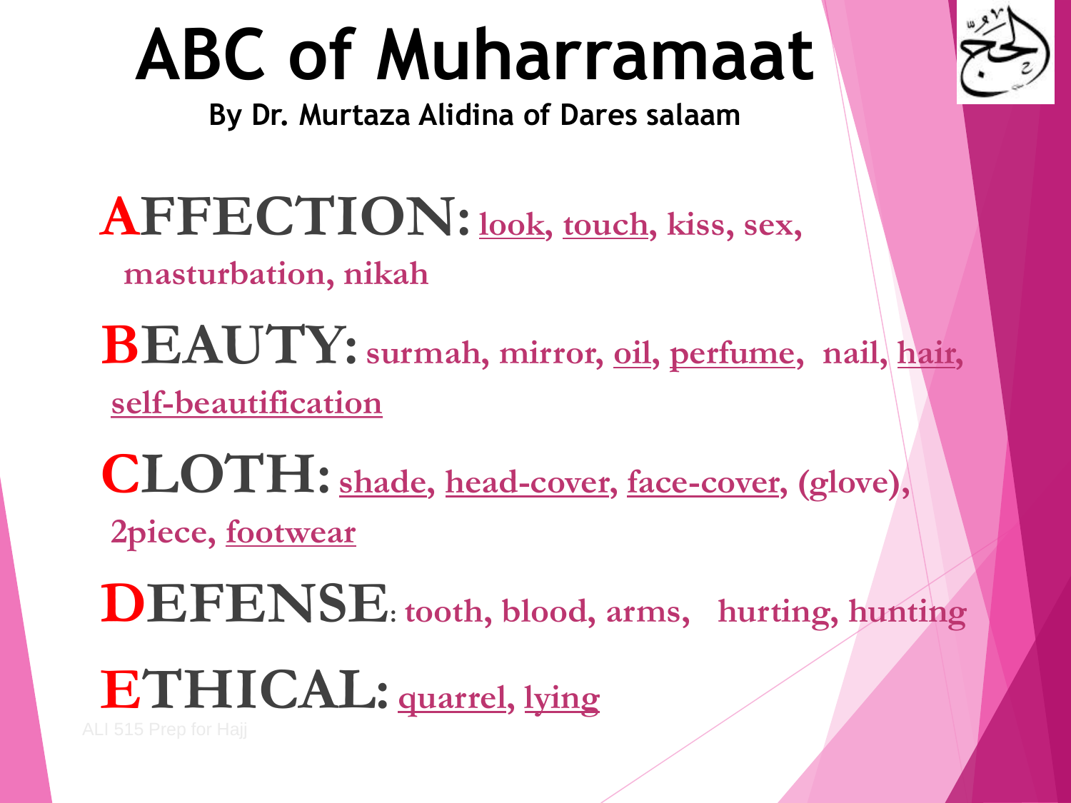# ABC of Muharramaat

**By Dr. Murtaza Alidina of Dares salaam**

**AFFECTION:** look, touch, kiss, sex, masturbation, nikah

**BEAUTY:** surmah, mirror, oil, perfume, nail, hair, self-beautification

**CLOTH:** shade, head-cover, face-cover, (glove), 2piece, footwear

**DEFENSE:** tooth, blood, arms, hurting, hunting

**ETHICAL:** quarrel, lying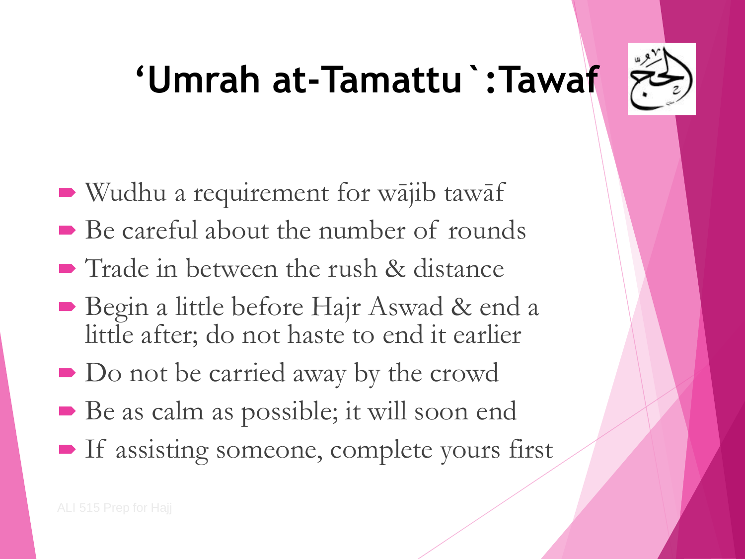# ‘Umrah at-Tamattu`:Tawaf

- Wudhu a requirement for wājib tawāf
- Be careful about the number of rounds
- Trade in between the rush & distance
- Begin a little before Hajr Aswad & end a little after; do not haste to end it earlier
- Do not be carried away by the crowd
- Be as calm as possible; it will soon end
- If assisting someone, complete yours first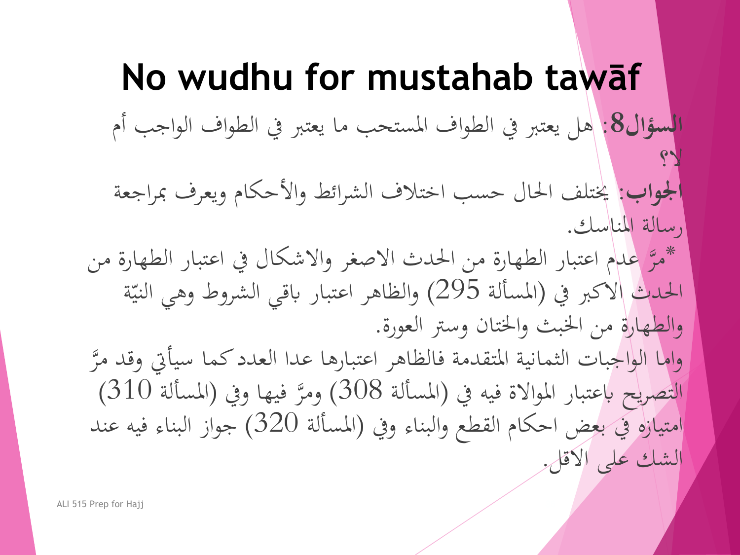# No wudhu for mustahab tawāf

**السؤال8:** هل يعتبر في الطواف المستحب ما يعتبر في الطواف الواجب أم لا؟

**الجواب:** يختلف الحال حسب اختلاف الشرائط والأحكام ويعرف بمراجعة رسالة المناسك.

*مرَّ عدم اعتبار الطهارة من الحدث الاصغر والاشكال في اعتبار الطهارة من الحدث الاكبر في (المسألة 295) والظاهر اعتبار باقي الشروط وهي النيّة والطهارة من الخبث والختان وستر العورة.

واما الواجبات الثمانية المتقدمة فالظاهر اعتبارها عدا العدد كما سيأتي وقد مرَّ التصريح باعتبار الموالاة فيه في (المسألة 308) ومرَّ فيها وفي (المسألة 310) امتيازه في بعض احكام القطع والبناء وفي (المسألة 320) جواز البناء فيه عند الشك على الاقل.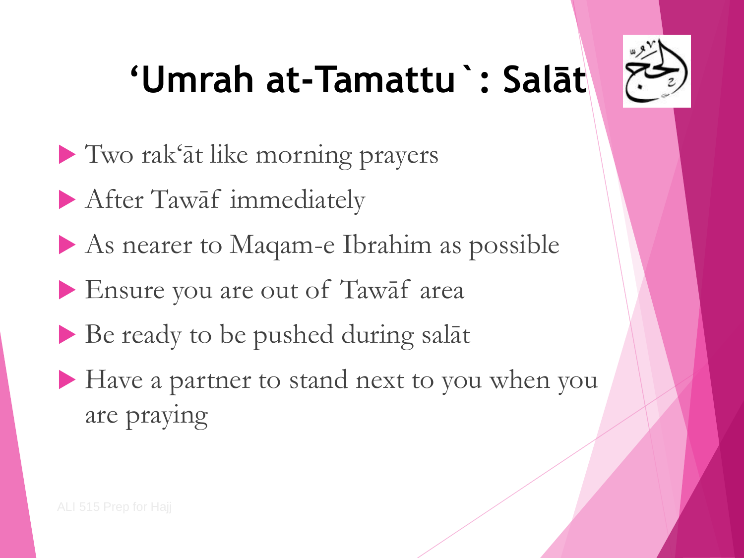# ‘Umrah at-Tamattu`: Salāt

- Two rak‘āt like morning prayers
- After Tawāf immediately
- As nearer to Maqam-e Ibrahim as possible
- Ensure you are out of Tawāf area
- Be ready to be pushed during salāt
- Have a partner to stand next to you when you are praying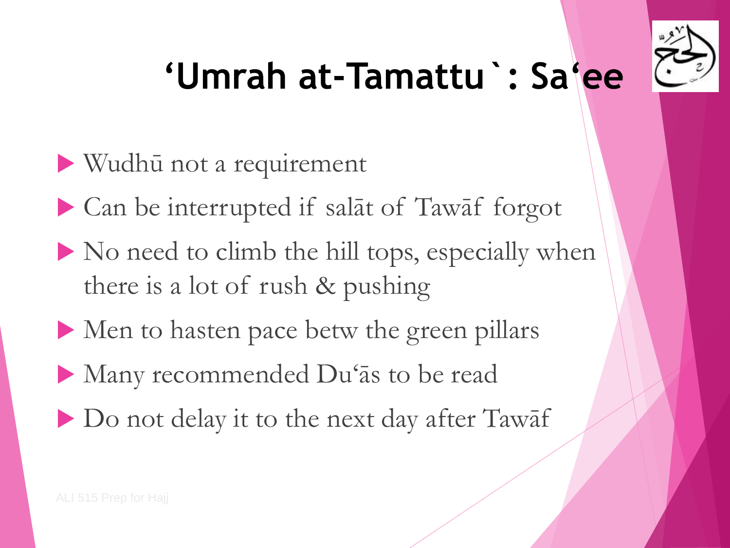# ‘Umrah at-Tamattu`: Sa‘ee

- Wudhū not a requirement
- Can be interrupted if salāt of Tawāf forgot
- No need to climb the hill tops, especially when there is a lot of rush & pushing
- Men to hasten pace betw the green pillars
- Many recommended Du‘ās to be read
- Do not delay it to the next day after Tawāf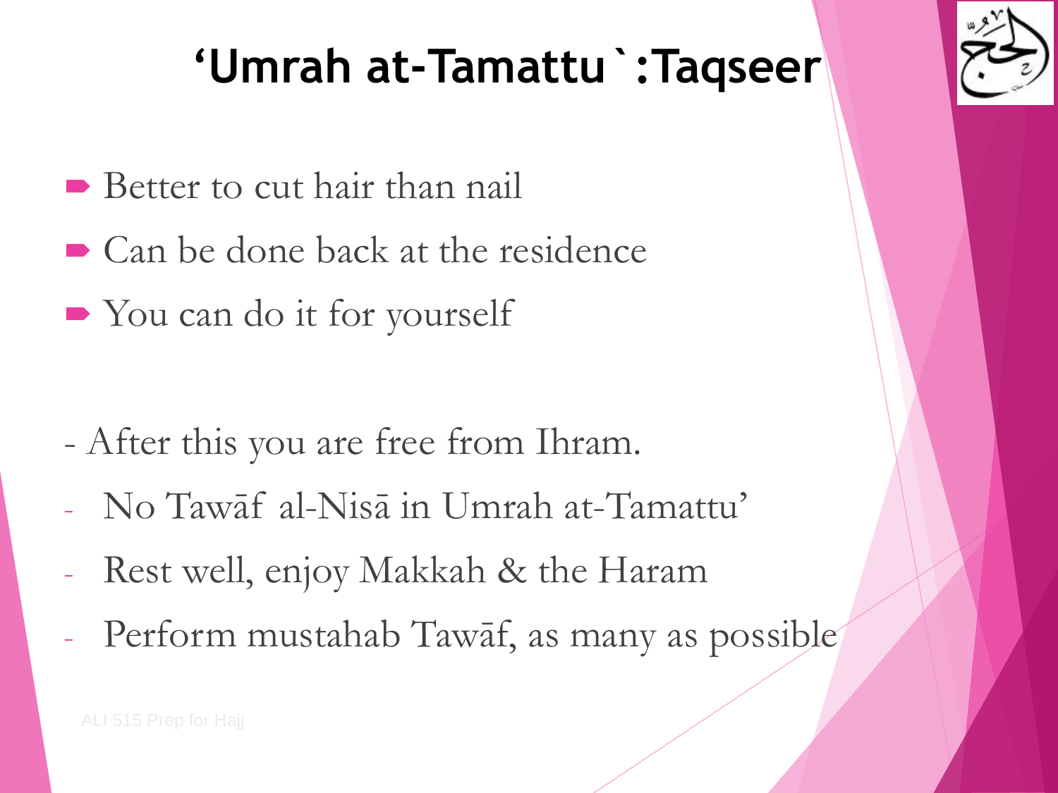# 'Umrah at-Tamattu`:Taqseer

- Better to cut hair than nail
- Can be done back at the residence
- You can do it for yourself

- After this you are free from Ihram.
- No Tawāf al-Nisā in Umrah at-Tamattu'
- Rest well, enjoy Makkah & the Haram
- Perform mustahab Tawāf, as many as possible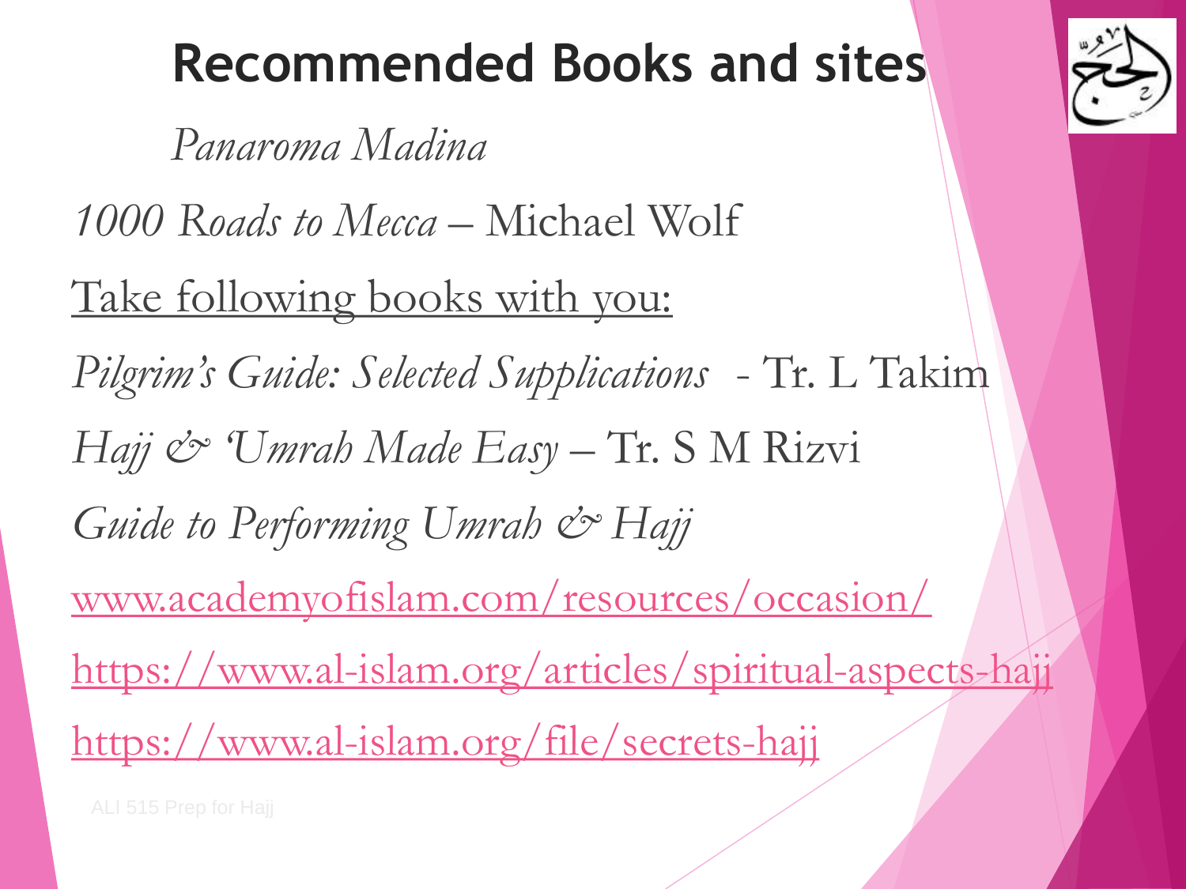# Recommended Books and sites

*Panaroma Madina*

*1000 Roads to Mecca* – Michael Wolf

<u>Take following books with you:</u>

*Pilgrim's Guide: Selected Supplications* - Tr. L Takim

*Hajj & 'Umrah Made Easy* – Tr. S M Rizvi

*Guide to Performing Umrah & Hajj*

www.academyofislam.com/resources/occasion/

https://www.al-islam.org/articles/spiritual-aspects-hajj

https://www.al-islam.org/file/secrets-hajj